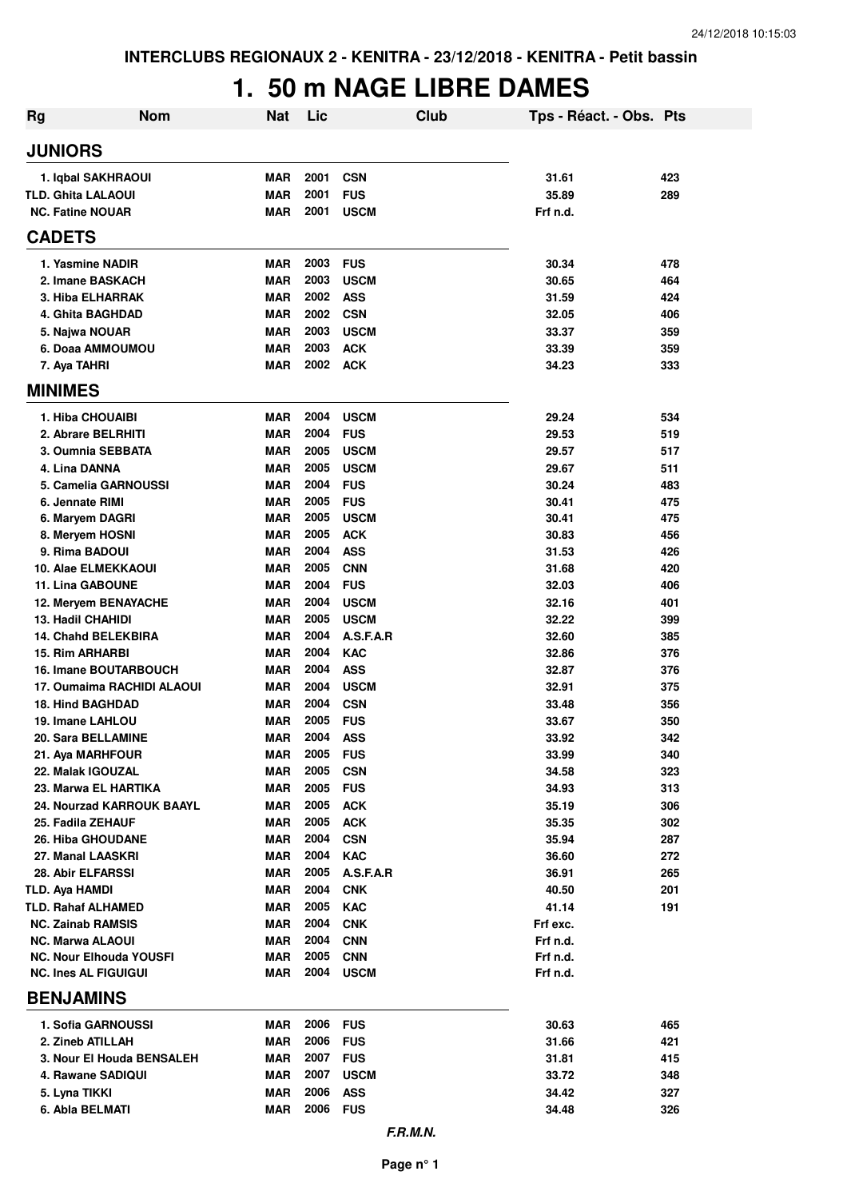INTERCLUBS REGIONAUX 2 - KENITRA - 23/12/2018 - KENITRA - Petit bassin

# 1. 50 m NAGE LIBRE DAMES

| Rg | Nom | Nat | Lic | Club | Tps - Réact. - Obs. | Pts |
|---|---|---|---|---|---|---|
| **JUNIORS** | | | | | | |
| 1. | Iqbal SAKHRAOUI | MAR | 2001 | CSN | 31.61 | 423 |
| TLD. | Ghita LALAOUI | MAR | 2001 | FUS | 35.89 | 289 |
| NC. | Fatine NOUAR | MAR | 2001 | USCM | Frf n.d. | |
| **CADETS** | | | | | | |
| 1. | Yasmine NADIR | MAR | 2003 | FUS | 30.34 | 478 |
| 2. | Imane BASKACH | MAR | 2003 | USCM | 30.65 | 464 |
| 3. | Hiba ELHARRAK | MAR | 2002 | ASS | 31.59 | 424 |
| 4. | Ghita BAGHDAD | MAR | 2002 | CSN | 32.05 | 406 |
| 5. | Najwa NOUAR | MAR | 2003 | USCM | 33.37 | 359 |
| 6. | Doaa AMMOUMOU | MAR | 2003 | ACK | 33.39 | 359 |
| 7. | Aya TAHRI | MAR | 2002 | ACK | 34.23 | 333 |
| **MINIMES** | | | | | | |
| 1. | Hiba CHOUAIBI | MAR | 2004 | USCM | 29.24 | 534 |
| 2. | Abrare BELRHITI | MAR | 2004 | FUS | 29.53 | 519 |
| 3. | Oumnia SEBBATA | MAR | 2005 | USCM | 29.57 | 517 |
| 4. | Lina DANNA | MAR | 2005 | USCM | 29.67 | 511 |
| 5. | Camelia GARNOUSSI | MAR | 2004 | FUS | 30.24 | 483 |
| 6. | Jennate RIMI | MAR | 2005 | FUS | 30.41 | 475 |
| 6. | Maryem DAGRI | MAR | 2005 | USCM | 30.41 | 475 |
| 8. | Meryem HOSNI | MAR | 2005 | ACK | 30.83 | 456 |
| 9. | Rima BADOUI | MAR | 2004 | ASS | 31.53 | 426 |
| 10. | Alae ELMEKKAOUI | MAR | 2005 | CNN | 31.68 | 420 |
| 11. | Lina GABOUNE | MAR | 2004 | FUS | 32.03 | 406 |
| 12. | Meryem BENAYACHE | MAR | 2004 | USCM | 32.16 | 401 |
| 13. | Hadil CHAHIDI | MAR | 2005 | USCM | 32.22 | 399 |
| 14. | Chahd BELEKBIRA | MAR | 2004 | A.S.F.A.R | 32.60 | 385 |
| 15. | Rim ARHARBI | MAR | 2004 | KAC | 32.86 | 376 |
| 16. | Imane BOUTARBOUCH | MAR | 2004 | ASS | 32.87 | 376 |
| 17. | Oumaima RACHIDI ALAOUI | MAR | 2004 | USCM | 32.91 | 375 |
| 18. | Hind BAGHDAD | MAR | 2004 | CSN | 33.48 | 356 |
| 19. | Imane LAHLOU | MAR | 2005 | FUS | 33.67 | 350 |
| 20. | Sara BELLAMINE | MAR | 2004 | ASS | 33.92 | 342 |
| 21. | Aya MARHFOUR | MAR | 2005 | FUS | 33.99 | 340 |
| 22. | Malak IGOUZAL | MAR | 2005 | CSN | 34.58 | 323 |
| 23. | Marwa EL HARTIKA | MAR | 2005 | FUS | 34.93 | 313 |
| 24. | Nourzad KARROUK BAAYL | MAR | 2005 | ACK | 35.19 | 306 |
| 25. | Fadila ZEHAUF | MAR | 2005 | ACK | 35.35 | 302 |
| 26. | Hiba GHOUDANE | MAR | 2004 | CSN | 35.94 | 287 |
| 27. | Manal LAASKRI | MAR | 2004 | KAC | 36.60 | 272 |
| 28. | Abir ELFARSSI | MAR | 2005 | A.S.F.A.R | 36.91 | 265 |
| TLD. | Aya HAMDI | MAR | 2004 | CNK | 40.50 | 201 |
| TLD. | Rahaf ALHAMED | MAR | 2005 | KAC | 41.14 | 191 |
| NC. | Zainab RAMSIS | MAR | 2004 | CNK | Frf exc. | |
| NC. | Marwa ALAOUI | MAR | 2004 | CNN | Frf n.d. | |
| NC. | Nour Elhouda YOUSFI | MAR | 2005 | CNN | Frf n.d. | |
| NC. | Ines AL FIGUIGUI | MAR | 2004 | USCM | Frf n.d. | |
| **BENJAMINS** | | | | | | |
| 1. | Sofia GARNOUSSI | MAR | 2006 | FUS | 30.63 | 465 |
| 2. | Zineb ATILLAH | MAR | 2006 | FUS | 31.66 | 421 |
| 3. | Nour El Houda BENSALEH | MAR | 2007 | FUS | 31.81 | 415 |
| 4. | Rawane SADIQUI | MAR | 2007 | USCM | 33.72 | 348 |
| 5. | Lyna TIKKI | MAR | 2006 | ASS | 34.42 | 327 |
| 6. | Abla BELMATI | MAR | 2006 | FUS | 34.48 | 326 |

*F.R.M.N.*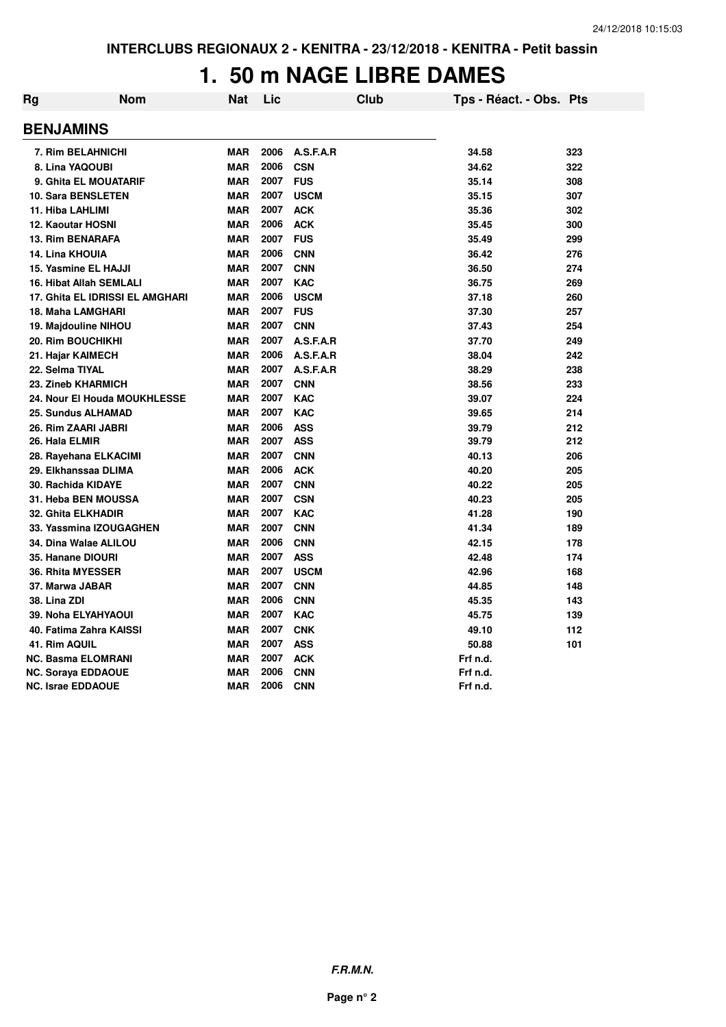INTERCLUBS REGIONAUX 2 - KENITRA - 23/12/2018 - KENITRA - Petit bassin

# 1. 50 m NAGE LIBRE DAMES

| Rg | Nom | Nat | Lic | Club | Tps - Réact. - Obs. | Pts |
|---|---|---|---|---|---|---|
| **BENJAMINS** | | | | | | |
| 7. Rim BELAHNICHI | | MAR | 2006 | A.S.F.A.R | 34.58 | 323 |
| 8. Lina YAQOUBI | | MAR | 2006 | CSN | 34.62 | 322 |
| 9. Ghita EL MOUATARIF | | MAR | 2007 | FUS | 35.14 | 308 |
| 10. Sara BENSLETEN | | MAR | 2007 | USCM | 35.15 | 307 |
| 11. Hiba LAHLIMI | | MAR | 2007 | ACK | 35.36 | 302 |
| 12. Kaoutar HOSNI | | MAR | 2006 | ACK | 35.45 | 300 |
| 13. Rim BENARAFA | | MAR | 2007 | FUS | 35.49 | 299 |
| 14. Lina KHOUIA | | MAR | 2006 | CNN | 36.42 | 276 |
| 15. Yasmine EL HAJJI | | MAR | 2007 | CNN | 36.50 | 274 |
| 16. Hibat Allah SEMLALI | | MAR | 2007 | KAC | 36.75 | 269 |
| 17. Ghita EL IDRISSI EL AMGHARI | | MAR | 2006 | USCM | 37.18 | 260 |
| 18. Maha LAMGHARI | | MAR | 2007 | FUS | 37.30 | 257 |
| 19. Majdouline NIHOU | | MAR | 2007 | CNN | 37.43 | 254 |
| 20. Rim BOUCHIKHI | | MAR | 2007 | A.S.F.A.R | 37.70 | 249 |
| 21. Hajar KAIMECH | | MAR | 2006 | A.S.F.A.R | 38.04 | 242 |
| 22. Selma TIYAL | | MAR | 2007 | A.S.F.A.R | 38.29 | 238 |
| 23. Zineb KHARMICH | | MAR | 2007 | CNN | 38.56 | 233 |
| 24. Nour El Houda MOUKHLESSE | | MAR | 2007 | KAC | 39.07 | 224 |
| 25. Sundus ALHAMAD | | MAR | 2007 | KAC | 39.65 | 214 |
| 26. Rim ZAARI JABRI | | MAR | 2006 | ASS | 39.79 | 212 |
| 26. Hala ELMIR | | MAR | 2007 | ASS | 39.79 | 212 |
| 28. Rayehana ELKACIMI | | MAR | 2007 | CNN | 40.13 | 206 |
| 29. Elkhanssaa DLIMA | | MAR | 2006 | ACK | 40.20 | 205 |
| 30. Rachida KIDAYE | | MAR | 2007 | CNN | 40.22 | 205 |
| 31. Heba BEN MOUSSA | | MAR | 2007 | CSN | 40.23 | 205 |
| 32. Ghita ELKHADIR | | MAR | 2007 | KAC | 41.28 | 190 |
| 33. Yassmina IZOUGAGHEN | | MAR | 2007 | CNN | 41.34 | 189 |
| 34. Dina Walae ALILOU | | MAR | 2006 | CNN | 42.15 | 178 |
| 35. Hanane DIOURI | | MAR | 2007 | ASS | 42.48 | 174 |
| 36. Rhita MYESSER | | MAR | 2007 | USCM | 42.96 | 168 |
| 37. Marwa JABAR | | MAR | 2007 | CNN | 44.85 | 148 |
| 38. Lina ZDI | | MAR | 2006 | CNN | 45.35 | 143 |
| 39. Noha ELYAHYAOUI | | MAR | 2007 | KAC | 45.75 | 139 |
| 40. Fatima Zahra KAISSI | | MAR | 2007 | CNK | 49.10 | 112 |
| 41. Rim AQUIL | | MAR | 2007 | ASS | 50.88 | 101 |
| NC. Basma ELOMRANI | | MAR | 2007 | ACK | Frf n.d. | |
| NC. Soraya EDDAOUE | | MAR | 2006 | CNN | Frf n.d. | |
| NC. Israe EDDAOUE | | MAR | 2006 | CNN | Frf n.d. | |

***F.R.M.N.***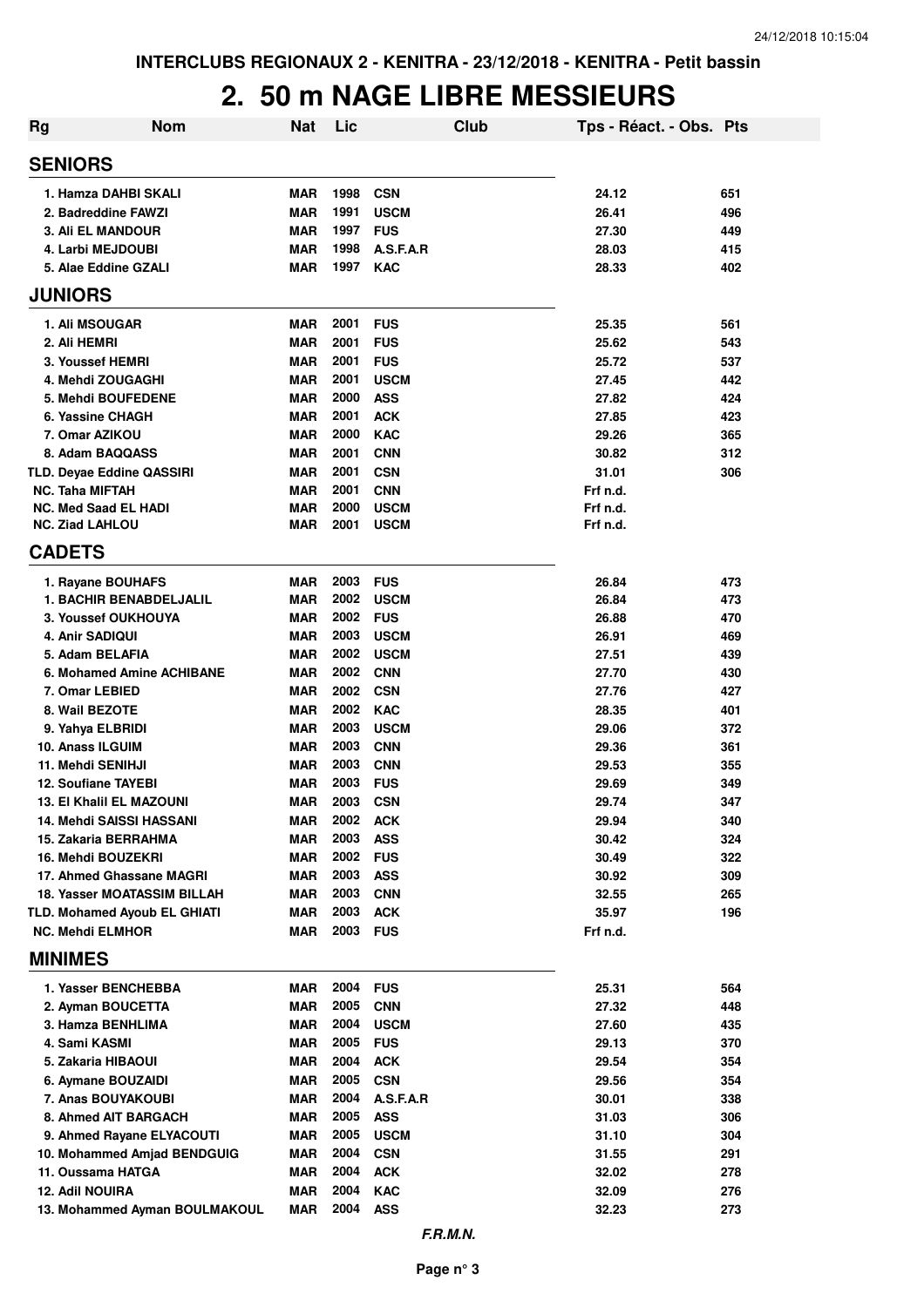INTERCLUBS REGIONAUX 2 - KENITRA - 23/12/2018 - KENITRA - Petit bassin

# 2. 50 m NAGE LIBRE MESSIEURS

| Rg | Nom | Nat | Lic | Club | Tps - Réact. - Obs. | Pts |
|---|---|---|---|---|---|---|
| **SENIORS** | | | | | | |
| 1. | Hamza DAHBI SKALI | MAR | 1998 | CSN | 24.12 | 651 |
| 2. | Badreddine FAWZI | MAR | 1991 | USCM | 26.41 | 496 |
| 3. | Ali EL MANDOUR | MAR | 1997 | FUS | 27.30 | 449 |
| 4. | Larbi MEJDOUBI | MAR | 1998 | A.S.F.A.R | 28.03 | 415 |
| 5. | Alae Eddine GZALI | MAR | 1997 | KAC | 28.33 | 402 |
| **JUNIORS** | | | | | | |
| 1. | Ali MSOUGAR | MAR | 2001 | FUS | 25.35 | 561 |
| 2. | Ali HEMRI | MAR | 2001 | FUS | 25.62 | 543 |
| 3. | Youssef HEMRI | MAR | 2001 | FUS | 25.72 | 537 |
| 4. | Mehdi ZOUGAGHI | MAR | 2001 | USCM | 27.45 | 442 |
| 5. | Mehdi BOUFEDENE | MAR | 2000 | ASS | 27.82 | 424 |
| 6. | Yassine CHAGH | MAR | 2001 | ACK | 27.85 | 423 |
| 7. | Omar AZIKOU | MAR | 2000 | KAC | 29.26 | 365 |
| 8. | Adam BAQQASS | MAR | 2001 | CNN | 30.82 | 312 |
| TLD. | Deyae Eddine QASSIRI | MAR | 2001 | CSN | 31.01 | 306 |
| NC. | Taha MIFTAH | MAR | 2001 | CNN | Frf n.d. | |
| NC. | Med Saad EL HADI | MAR | 2000 | USCM | Frf n.d. | |
| NC. | Ziad LAHLOU | MAR | 2001 | USCM | Frf n.d. | |
| **CADETS** | | | | | | |
| 1. | Rayane BOUHAFS | MAR | 2003 | FUS | 26.84 | 473 |
| 1. | BACHIR BENABDELJALIL | MAR | 2002 | USCM | 26.84 | 473 |
| 3. | Youssef OUKHOUYA | MAR | 2002 | FUS | 26.88 | 470 |
| 4. | Anir SADIQUI | MAR | 2003 | USCM | 26.91 | 469 |
| 5. | Adam BELAFIA | MAR | 2002 | USCM | 27.51 | 439 |
| 6. | Mohamed Amine ACHIBANE | MAR | 2002 | CNN | 27.70 | 430 |
| 7. | Omar LEBIED | MAR | 2002 | CSN | 27.76 | 427 |
| 8. | Wail BEZOTE | MAR | 2002 | KAC | 28.35 | 401 |
| 9. | Yahya ELBRIDI | MAR | 2003 | USCM | 29.06 | 372 |
| 10. | Anass ILGUIM | MAR | 2003 | CNN | 29.36 | 361 |
| 11. | Mehdi SENIHJI | MAR | 2003 | CNN | 29.53 | 355 |
| 12. | Soufiane TAYEBI | MAR | 2003 | FUS | 29.69 | 349 |
| 13. | El Khalil EL MAZOUNI | MAR | 2003 | CSN | 29.74 | 347 |
| 14. | Mehdi SAISSI HASSANI | MAR | 2002 | ACK | 29.94 | 340 |
| 15. | Zakaria BERRAHMA | MAR | 2003 | ASS | 30.42 | 324 |
| 16. | Mehdi BOUZEKRI | MAR | 2002 | FUS | 30.49 | 322 |
| 17. | Ahmed Ghassane MAGRI | MAR | 2003 | ASS | 30.92 | 309 |
| 18. | Yasser MOATASSIM BILLAH | MAR | 2003 | CNN | 32.55 | 265 |
| TLD. | Mohamed Ayoub EL GHIATI | MAR | 2003 | ACK | 35.97 | 196 |
| NC. | Mehdi ELMHOR | MAR | 2003 | FUS | Frf n.d. | |
| **MINIMES** | | | | | | |
| 1. | Yasser BENCHEBBA | MAR | 2004 | FUS | 25.31 | 564 |
| 2. | Ayman BOUCETTA | MAR | 2005 | CNN | 27.32 | 448 |
| 3. | Hamza BENHLIMA | MAR | 2004 | USCM | 27.60 | 435 |
| 4. | Sami KASMI | MAR | 2005 | FUS | 29.13 | 370 |
| 5. | Zakaria HIBAOUI | MAR | 2004 | ACK | 29.54 | 354 |
| 6. | Aymane BOUZAIDI | MAR | 2005 | CSN | 29.56 | 354 |
| 7. | Anas BOUYAKOUBI | MAR | 2004 | A.S.F.A.R | 30.01 | 338 |
| 8. | Ahmed AIT BARGACH | MAR | 2005 | ASS | 31.03 | 306 |
| 9. | Ahmed Rayane ELYACOUTI | MAR | 2005 | USCM | 31.10 | 304 |
| 10. | Mohammed Amjad BENDGUIG | MAR | 2004 | CSN | 31.55 | 291 |
| 11. | Oussama HATGA | MAR | 2004 | ACK | 32.02 | 278 |
| 12. | Adil NOUIRA | MAR | 2004 | KAC | 32.09 | 276 |
| 13. | Mohammed Ayman BOULMAKOUL | MAR | 2004 | ASS | 32.23 | 273 |

*F.R.M.N.*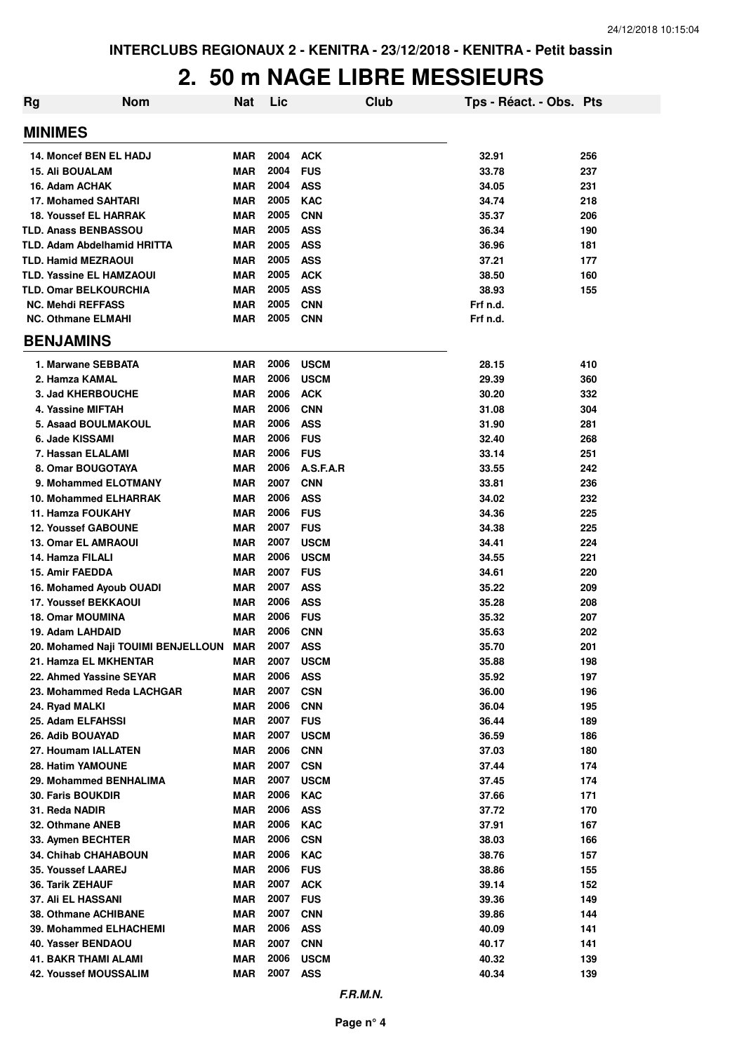INTERCLUBS REGIONAUX 2 - KENITRA - 23/12/2018 - KENITRA - Petit bassin

# 2. 50 m NAGE LIBRE MESSIEURS

| Rg | Nom | Nat | Lic | Club | Tps - Réact. - Obs. | Pts |
|---|---|---|---|---|---|---|
| **MINIMES** | | | | | | |
| 14. | Moncef BEN EL HADJ | MAR | 2004 | ACK | 32.91 | 256 |
| 15. | Ali BOUALAM | MAR | 2004 | FUS | 33.78 | 237 |
| 16. | Adam ACHAK | MAR | 2004 | ASS | 34.05 | 231 |
| 17. | Mohamed SAHTARI | MAR | 2005 | KAC | 34.74 | 218 |
| 18. | Youssef EL HARRAK | MAR | 2005 | CNN | 35.37 | 206 |
| TLD. | Anass BENBASSOU | MAR | 2005 | ASS | 36.34 | 190 |
| TLD. | Adam Abdelhamid HRITTA | MAR | 2005 | ASS | 36.96 | 181 |
| TLD. | Hamid MEZRAOUI | MAR | 2005 | ASS | 37.21 | 177 |
| TLD. | Yassine EL HAMZAOUI | MAR | 2005 | ACK | 38.50 | 160 |
| TLD. | Omar BELKOURCHIA | MAR | 2005 | ASS | 38.93 | 155 |
| NC. | Mehdi REFFASS | MAR | 2005 | CNN | Frf n.d. | |
| NC. | Othmane ELMAHI | MAR | 2005 | CNN | Frf n.d. | |
| **BENJAMINS** | | | | | | |
| 1. | Marwane SEBBATA | MAR | 2006 | USCM | 28.15 | 410 |
| 2. | Hamza KAMAL | MAR | 2006 | USCM | 29.39 | 360 |
| 3. | Jad KHERBOUCHE | MAR | 2006 | ACK | 30.20 | 332 |
| 4. | Yassine MIFTAH | MAR | 2006 | CNN | 31.08 | 304 |
| 5. | Asaad BOULMAKOUL | MAR | 2006 | ASS | 31.90 | 281 |
| 6. | Jade KISSAMI | MAR | 2006 | FUS | 32.40 | 268 |
| 7. | Hassan ELALAMI | MAR | 2006 | FUS | 33.14 | 251 |
| 8. | Omar BOUGOTAYA | MAR | 2006 | A.S.F.A.R | 33.55 | 242 |
| 9. | Mohammed ELOTMANY | MAR | 2007 | CNN | 33.81 | 236 |
| 10. | Mohammed ELHARRAK | MAR | 2006 | ASS | 34.02 | 232 |
| 11. | Hamza FOUKAHY | MAR | 2006 | FUS | 34.36 | 225 |
| 12. | Youssef GABOUNE | MAR | 2007 | FUS | 34.38 | 225 |
| 13. | Omar EL AMRAOUI | MAR | 2007 | USCM | 34.41 | 224 |
| 14. | Hamza FILALI | MAR | 2006 | USCM | 34.55 | 221 |
| 15. | Amir FAEDDA | MAR | 2007 | FUS | 34.61 | 220 |
| 16. | Mohamed Ayoub OUADI | MAR | 2007 | ASS | 35.22 | 209 |
| 17. | Youssef BEKKAOUI | MAR | 2006 | ASS | 35.28 | 208 |
| 18. | Omar MOUMINA | MAR | 2006 | FUS | 35.32 | 207 |
| 19. | Adam LAHDAID | MAR | 2006 | CNN | 35.63 | 202 |
| 20. | Mohamed Naji TOUIMI BENJELLOUN | MAR | 2007 | ASS | 35.70 | 201 |
| 21. | Hamza EL MKHENTAR | MAR | 2007 | USCM | 35.88 | 198 |
| 22. | Ahmed Yassine SEYAR | MAR | 2006 | ASS | 35.92 | 197 |
| 23. | Mohammed Reda LACHGAR | MAR | 2007 | CSN | 36.00 | 196 |
| 24. | Ryad MALKI | MAR | 2006 | CNN | 36.04 | 195 |
| 25. | Adam ELFAHSSI | MAR | 2007 | FUS | 36.44 | 189 |
| 26. | Adib BOUAYAD | MAR | 2007 | USCM | 36.59 | 186 |
| 27. | Houmam IALLATEN | MAR | 2006 | CNN | 37.03 | 180 |
| 28. | Hatim YAMOUNE | MAR | 2007 | CSN | 37.44 | 174 |
| 29. | Mohammed BENHALIMA | MAR | 2007 | USCM | 37.45 | 174 |
| 30. | Faris BOUKDIR | MAR | 2006 | KAC | 37.66 | 171 |
| 31. | Reda NADIR | MAR | 2006 | ASS | 37.72 | 170 |
| 32. | Othmane ANEB | MAR | 2006 | KAC | 37.91 | 167 |
| 33. | Aymen BECHTER | MAR | 2006 | CSN | 38.03 | 166 |
| 34. | Chihab CHAHABOUN | MAR | 2006 | KAC | 38.76 | 157 |
| 35. | Youssef LAAREJ | MAR | 2006 | FUS | 38.86 | 155 |
| 36. | Tarik ZEHAUF | MAR | 2007 | ACK | 39.14 | 152 |
| 37. | Ali EL HASSANI | MAR | 2007 | FUS | 39.36 | 149 |
| 38. | Othmane ACHIBANE | MAR | 2007 | CNN | 39.86 | 144 |
| 39. | Mohammed ELHACHEMI | MAR | 2006 | ASS | 40.09 | 141 |
| 40. | Yasser BENDAOU | MAR | 2007 | CNN | 40.17 | 141 |
| 41. | BAKR THAMI ALAMI | MAR | 2006 | USCM | 40.32 | 139 |
| 42. | Youssef MOUSSALIM | MAR | 2007 | ASS | 40.34 | 139 |

*F.R.M.N.*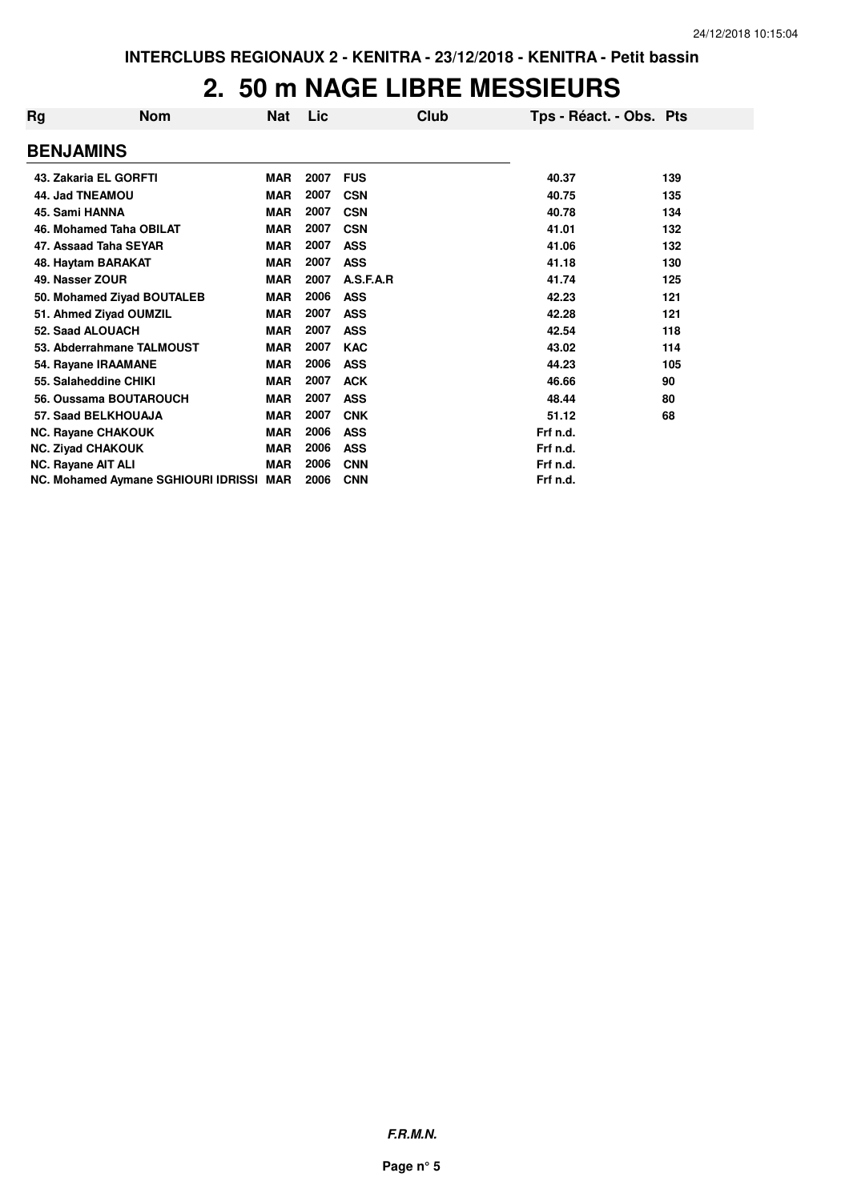# 2. 50 m NAGE LIBRE MESSIEURS

| Rg | Nom | Nat | Lic | Club | Tps - Réact. - Obs. | Pts |
|---|---|---|---|---|---|---|
| **BENJAMINS** | | | | | | |
| 43. | Zakaria EL GORFTI | MAR | 2007 | FUS | 40.37 | 139 |
| 44. | Jad TNEAMOU | MAR | 2007 | CSN | 40.75 | 135 |
| 45. | Sami HANNA | MAR | 2007 | CSN | 40.78 | 134 |
| 46. | Mohamed Taha OBILAT | MAR | 2007 | CSN | 41.01 | 132 |
| 47. | Assaad Taha SEYAR | MAR | 2007 | ASS | 41.06 | 132 |
| 48. | Haytam BARAKAT | MAR | 2007 | ASS | 41.18 | 130 |
| 49. | Nasser ZOUR | MAR | 2007 | A.S.F.A.R | 41.74 | 125 |
| 50. | Mohamed Ziyad BOUTALEB | MAR | 2006 | ASS | 42.23 | 121 |
| 51. | Ahmed Ziyad OUMZIL | MAR | 2007 | ASS | 42.28 | 121 |
| 52. | Saad ALOUACH | MAR | 2007 | ASS | 42.54 | 118 |
| 53. | Abderrahmane TALMOUST | MAR | 2007 | KAC | 43.02 | 114 |
| 54. | Rayane IRAAMANE | MAR | 2006 | ASS | 44.23 | 105 |
| 55. | Salaheddine CHIKI | MAR | 2007 | ACK | 46.66 | 90 |
| 56. | Oussama BOUTAROUCH | MAR | 2007 | ASS | 48.44 | 80 |
| 57. | Saad BELKHOUAJA | MAR | 2007 | CNK | 51.12 | 68 |
| NC. | Rayane CHAKOUK | MAR | 2006 | ASS | Frf n.d. | |
| NC. | Ziyad CHAKOUK | MAR | 2006 | ASS | Frf n.d. | |
| NC. | Rayane AIT ALI | MAR | 2006 | CNN | Frf n.d. | |
| NC. | Mohamed Aymane SGHIOURI IDRISSI | MAR | 2006 | CNN | Frf n.d. | |

*F.R.M.N.*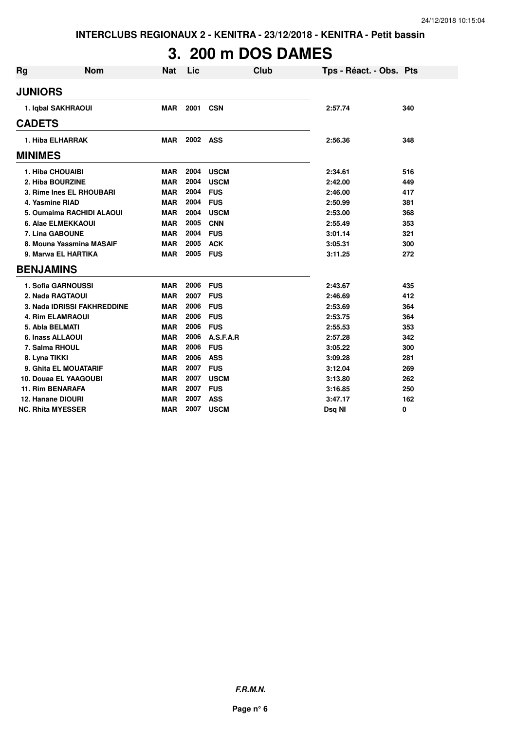INTERCLUBS REGIONAUX 2 - KENITRA - 23/12/2018 - KENITRA - Petit bassin

# 3. 200 m DOS DAMES

| Rg | Nom | Nat | Lic | Club | Tps - Réact. - Obs. | Pts |
|---|---|---|---|---|---|---|
| **JUNIORS** | | | | | | |
| 1. Iqbal SAKHRAOUI | | MAR | 2001 | CSN | 2:57.74 | 340 |
| **CADETS** | | | | | | |
| 1. Hiba ELHARRAK | | MAR | 2002 | ASS | 2:56.36 | 348 |
| **MINIMES** | | | | | | |
| 1. Hiba CHOUAIBI | | MAR | 2004 | USCM | 2:34.61 | 516 |
| 2. Hiba BOURZINE | | MAR | 2004 | USCM | 2:42.00 | 449 |
| 3. Rime Ines EL RHOUBARI | | MAR | 2004 | FUS | 2:46.00 | 417 |
| 4. Yasmine RIAD | | MAR | 2004 | FUS | 2:50.99 | 381 |
| 5. Oumaima RACHIDI ALAOUI | | MAR | 2004 | USCM | 2:53.00 | 368 |
| 6. Alae ELMEKKAOUI | | MAR | 2005 | CNN | 2:55.49 | 353 |
| 7. Lina GABOUNE | | MAR | 2004 | FUS | 3:01.14 | 321 |
| 8. Mouna Yassmina MASAIF | | MAR | 2005 | ACK | 3:05.31 | 300 |
| 9. Marwa EL HARTIKA | | MAR | 2005 | FUS | 3:11.25 | 272 |
| **BENJAMINS** | | | | | | |
| 1. Sofia GARNOUSSI | | MAR | 2006 | FUS | 2:43.67 | 435 |
| 2. Nada RAGTAOUI | | MAR | 2007 | FUS | 2:46.69 | 412 |
| 3. Nada IDRISSI FAKHREDDINE | | MAR | 2006 | FUS | 2:53.69 | 364 |
| 4. Rim ELAMRAOUI | | MAR | 2006 | FUS | 2:53.75 | 364 |
| 5. Abla BELMATI | | MAR | 2006 | FUS | 2:55.53 | 353 |
| 6. Inass ALLAOUI | | MAR | 2006 | A.S.F.A.R | 2:57.28 | 342 |
| 7. Salma RHOUL | | MAR | 2006 | FUS | 3:05.22 | 300 |
| 8. Lyna TIKKI | | MAR | 2006 | ASS | 3:09.28 | 281 |
| 9. Ghita EL MOUATARIF | | MAR | 2007 | FUS | 3:12.04 | 269 |
| 10. Douaa EL YAAGOUBI | | MAR | 2007 | USCM | 3:13.80 | 262 |
| 11. Rim BENARAFA | | MAR | 2007 | FUS | 3:16.85 | 250 |
| 12. Hanane DIOURI | | MAR | 2007 | ASS | 3:47.17 | 162 |
| NC. Rhita MYESSER | | MAR | 2007 | USCM | Dsq NI | 0 |

*F.R.M.N.*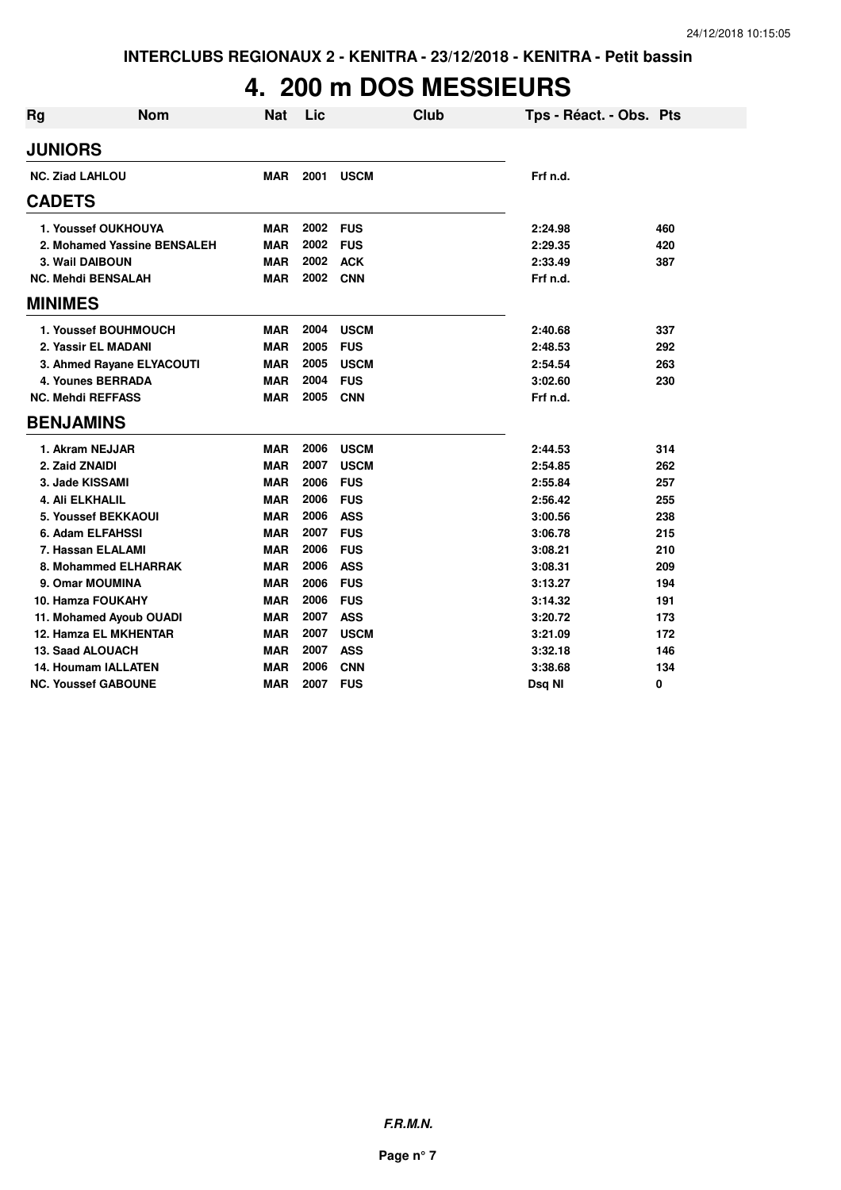INTERCLUBS REGIONAUX 2 - KENITRA - 23/12/2018 - KENITRA - Petit bassin

# 4. 200 m DOS MESSIEURS

| Rg | Nom | Nat | Lic | Club | Tps - Réact. - Obs. | Pts |
|---|---|---|---|---|---|---|
| **JUNIORS** | | | | | | |
| NC. Ziad LAHLOU | | MAR | 2001 | USCM | Frf n.d. | |
| **CADETS** | | | | | | |
| 1. Youssef OUKHOUYA | | MAR | 2002 | FUS | 2:24.98 | 460 |
| 2. Mohamed Yassine BENSALEH | | MAR | 2002 | FUS | 2:29.35 | 420 |
| 3. Wail DAIBOUN | | MAR | 2002 | ACK | 2:33.49 | 387 |
| NC. Mehdi BENSALAH | | MAR | 2002 | CNN | Frf n.d. | |
| **MINIMES** | | | | | | |
| 1. Youssef BOUHMOUCH | | MAR | 2004 | USCM | 2:40.68 | 337 |
| 2. Yassir EL MADANI | | MAR | 2005 | FUS | 2:48.53 | 292 |
| 3. Ahmed Rayane ELYACOUTI | | MAR | 2005 | USCM | 2:54.54 | 263 |
| 4. Younes BERRADA | | MAR | 2004 | FUS | 3:02.60 | 230 |
| NC. Mehdi REFFASS | | MAR | 2005 | CNN | Frf n.d. | |
| **BENJAMINS** | | | | | | |
| 1. Akram NEJJAR | | MAR | 2006 | USCM | 2:44.53 | 314 |
| 2. Zaid ZNAIDI | | MAR | 2007 | USCM | 2:54.85 | 262 |
| 3. Jade KISSAMI | | MAR | 2006 | FUS | 2:55.84 | 257 |
| 4. Ali ELKHALIL | | MAR | 2006 | FUS | 2:56.42 | 255 |
| 5. Youssef BEKKAOUI | | MAR | 2006 | ASS | 3:00.56 | 238 |
| 6. Adam ELFAHSSI | | MAR | 2007 | FUS | 3:06.78 | 215 |
| 7. Hassan ELALAMI | | MAR | 2006 | FUS | 3:08.21 | 210 |
| 8. Mohammed ELHARRAK | | MAR | 2006 | ASS | 3:08.31 | 209 |
| 9. Omar MOUMINA | | MAR | 2006 | FUS | 3:13.27 | 194 |
| 10. Hamza FOUKAHY | | MAR | 2006 | FUS | 3:14.32 | 191 |
| 11. Mohamed Ayoub OUADI | | MAR | 2007 | ASS | 3:20.72 | 173 |
| 12. Hamza EL MKHENTAR | | MAR | 2007 | USCM | 3:21.09 | 172 |
| 13. Saad ALOUACH | | MAR | 2007 | ASS | 3:32.18 | 146 |
| 14. Houmam IALLATEN | | MAR | 2006 | CNN | 3:38.68 | 134 |
| NC. Youssef GABOUNE | | MAR | 2007 | FUS | Dsq NI | 0 |

F.R.M.N.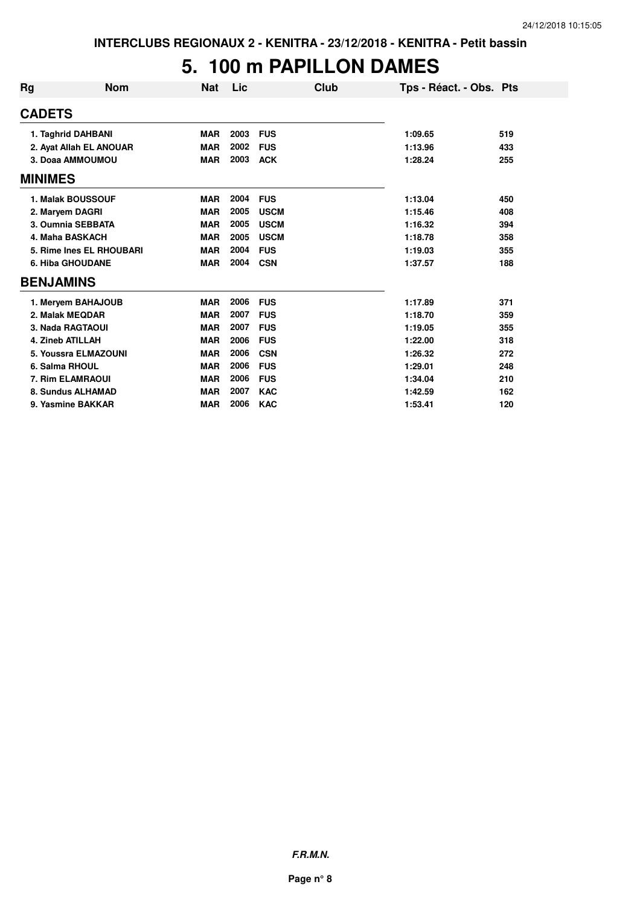# 5. 100 m PAPILLON DAMES

| Rg | Nom | Nat | Lic | Club | Tps - Réact. - Obs. | Pts |
|---|---|---|---|---|---|---|
| **CADETS** | | | | | | |
| 1. Taghrid DAHBANI | | MAR | 2003 | FUS | 1:09.65 | 519 |
| 2. Ayat Allah EL ANOUAR | | MAR | 2002 | FUS | 1:13.96 | 433 |
| 3. Doaa AMMOUMOU | | MAR | 2003 | ACK | 1:28.24 | 255 |
| **MINIMES** | | | | | | |
| 1. Malak BOUSSOUF | | MAR | 2004 | FUS | 1:13.04 | 450 |
| 2. Maryem DAGRI | | MAR | 2005 | USCM | 1:15.46 | 408 |
| 3. Oumnia SEBBATA | | MAR | 2005 | USCM | 1:16.32 | 394 |
| 4. Maha BASKACH | | MAR | 2005 | USCM | 1:18.78 | 358 |
| 5. Rime Ines EL RHOUBARI | | MAR | 2004 | FUS | 1:19.03 | 355 |
| 6. Hiba GHOUDANE | | MAR | 2004 | CSN | 1:37.57 | 188 |
| **BENJAMINS** | | | | | | |
| 1. Meryem BAHAJOUB | | MAR | 2006 | FUS | 1:17.89 | 371 |
| 2. Malak MEQDAR | | MAR | 2007 | FUS | 1:18.70 | 359 |
| 3. Nada RAGTAOUI | | MAR | 2007 | FUS | 1:19.05 | 355 |
| 4. Zineb ATILLAH | | MAR | 2006 | FUS | 1:22.00 | 318 |
| 5. Youssra ELMAZOUNI | | MAR | 2006 | CSN | 1:26.32 | 272 |
| 6. Salma RHOUL | | MAR | 2006 | FUS | 1:29.01 | 248 |
| 7. Rim ELAMRAOUI | | MAR | 2006 | FUS | 1:34.04 | 210 |
| 8. Sundus ALHAMAD | | MAR | 2007 | KAC | 1:42.59 | 162 |
| 9. Yasmine BAKKAR | | MAR | 2006 | KAC | 1:53.41 | 120 |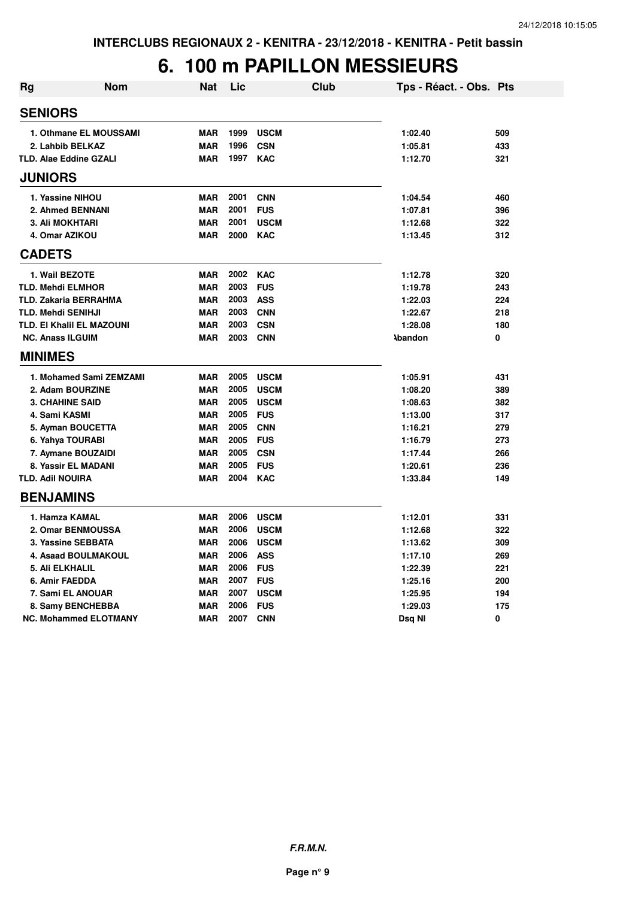INTERCLUBS REGIONAUX 2 - KENITRA - 23/12/2018 - KENITRA - Petit bassin

# 6. 100 m PAPILLON MESSIEURS

| Rg | Nom | Nat | Lic | Club | Tps - Réact. - Obs. | Pts |
|---|---|---|---|---|---|---|
| **SENIORS** | | | | | | |
| 1. | Othmane EL MOUSSAMI | MAR | 1999 | USCM | 1:02.40 | 509 |
| 2. | Lahbib BELKAZ | MAR | 1996 | CSN | 1:05.81 | 433 |
| TLD. | Alae Eddine GZALI | MAR | 1997 | KAC | 1:12.70 | 321 |
| **JUNIORS** | | | | | | |
| 1. | Yassine NIHOU | MAR | 2001 | CNN | 1:04.54 | 460 |
| 2. | Ahmed BENNANI | MAR | 2001 | FUS | 1:07.81 | 396 |
| 3. | Ali MOKHTARI | MAR | 2001 | USCM | 1:12.68 | 322 |
| 4. | Omar AZIKOU | MAR | 2000 | KAC | 1:13.45 | 312 |
| **CADETS** | | | | | | |
| 1. | Wail BEZOTE | MAR | 2002 | KAC | 1:12.78 | 320 |
| TLD. | Mehdi ELMHOR | MAR | 2003 | FUS | 1:19.78 | 243 |
| TLD. | Zakaria BERRAHMA | MAR | 2003 | ASS | 1:22.03 | 224 |
| TLD. | Mehdi SENIHJI | MAR | 2003 | CNN | 1:22.67 | 218 |
| TLD. | El Khalil EL MAZOUNI | MAR | 2003 | CSN | 1:28.08 | 180 |
| NC. | Anass ILGUIM | MAR | 2003 | CNN | Abandon | 0 |
| **MINIMES** | | | | | | |
| 1. | Mohamed Sami ZEMZAMI | MAR | 2005 | USCM | 1:05.91 | 431 |
| 2. | Adam BOURZINE | MAR | 2005 | USCM | 1:08.20 | 389 |
| 3. | CHAHINE SAID | MAR | 2005 | USCM | 1:08.63 | 382 |
| 4. | Sami KASMI | MAR | 2005 | FUS | 1:13.00 | 317 |
| 5. | Ayman BOUCETTA | MAR | 2005 | CNN | 1:16.21 | 279 |
| 6. | Yahya TOURABI | MAR | 2005 | FUS | 1:16.79 | 273 |
| 7. | Aymane BOUZAIDI | MAR | 2005 | CSN | 1:17.44 | 266 |
| 8. | Yassir EL MADANI | MAR | 2005 | FUS | 1:20.61 | 236 |
| TLD. | Adil NOUIRA | MAR | 2004 | KAC | 1:33.84 | 149 |
| **BENJAMINS** | | | | | | |
| 1. | Hamza KAMAL | MAR | 2006 | USCM | 1:12.01 | 331 |
| 2. | Omar BENMOUSSA | MAR | 2006 | USCM | 1:12.68 | 322 |
| 3. | Yassine SEBBATA | MAR | 2006 | USCM | 1:13.62 | 309 |
| 4. | Asaad BOULMAKOUL | MAR | 2006 | ASS | 1:17.10 | 269 |
| 5. | Ali ELKHALIL | MAR | 2006 | FUS | 1:22.39 | 221 |
| 6. | Amir FAEDDA | MAR | 2007 | FUS | 1:25.16 | 200 |
| 7. | Sami EL ANOUAR | MAR | 2007 | USCM | 1:25.95 | 194 |
| 8. | Samy BENCHEBBA | MAR | 2006 | FUS | 1:29.03 | 175 |
| NC. | Mohammed ELOTMANY | MAR | 2007 | CNN | Dsq NI | 0 |

*F.R.M.N.*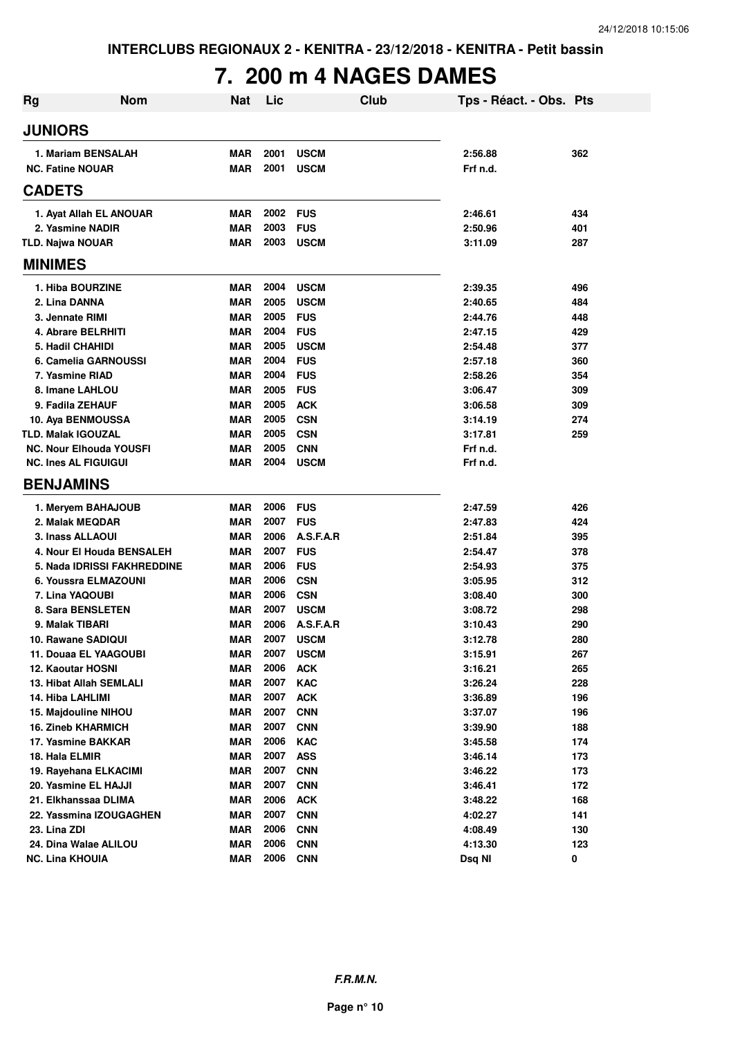INTERCLUBS REGIONAUX 2 - KENITRA - 23/12/2018 - KENITRA - Petit bassin

# 7. 200 m 4 NAGES DAMES

| Rg | Nom | Nat | Lic | Club | Tps - Réact. - Obs. | Pts |
|---|---|---|---|---|---|---|
| **JUNIORS** | | | | | | |
| 1. Mariam BENSALAH | | MAR | 2001 | USCM | 2:56.88 | 362 |
| NC. Fatine NOUAR | | MAR | 2001 | USCM | Frf n.d. | |
| **CADETS** | | | | | | |
| 1. Ayat Allah EL ANOUAR | | MAR | 2002 | FUS | 2:46.61 | 434 |
| 2. Yasmine NADIR | | MAR | 2003 | FUS | 2:50.96 | 401 |
| TLD. Najwa NOUAR | | MAR | 2003 | USCM | 3:11.09 | 287 |
| **MINIMES** | | | | | | |
| 1. Hiba BOURZINE | | MAR | 2004 | USCM | 2:39.35 | 496 |
| 2. Lina DANNA | | MAR | 2005 | USCM | 2:40.65 | 484 |
| 3. Jennate RIMI | | MAR | 2005 | FUS | 2:44.76 | 448 |
| 4. Abrare BELRHITI | | MAR | 2004 | FUS | 2:47.15 | 429 |
| 5. Hadil CHAHIDI | | MAR | 2005 | USCM | 2:54.48 | 377 |
| 6. Camelia GARNOUSSI | | MAR | 2004 | FUS | 2:57.18 | 360 |
| 7. Yasmine RIAD | | MAR | 2004 | FUS | 2:58.26 | 354 |
| 8. Imane LAHLOU | | MAR | 2005 | FUS | 3:06.47 | 309 |
| 9. Fadila ZEHAUF | | MAR | 2005 | ACK | 3:06.58 | 309 |
| 10. Aya BENMOUSSA | | MAR | 2005 | CSN | 3:14.19 | 274 |
| TLD. Malak IGOUZAL | | MAR | 2005 | CSN | 3:17.81 | 259 |
| NC. Nour Elhouda YOUSFI | | MAR | 2005 | CNN | Frf n.d. | |
| NC. Ines AL FIGUIGUI | | MAR | 2004 | USCM | Frf n.d. | |
| **BENJAMINS** | | | | | | |
| 1. Meryem BAHAJOUB | | MAR | 2006 | FUS | 2:47.59 | 426 |
| 2. Malak MEQDAR | | MAR | 2007 | FUS | 2:47.83 | 424 |
| 3. Inass ALLAOUI | | MAR | 2006 | A.S.F.A.R | 2:51.84 | 395 |
| 4. Nour El Houda BENSALEH | | MAR | 2007 | FUS | 2:54.47 | 378 |
| 5. Nada IDRISSI FAKHREDDINE | | MAR | 2006 | FUS | 2:54.93 | 375 |
| 6. Youssra ELMAZOUNI | | MAR | 2006 | CSN | 3:05.95 | 312 |
| 7. Lina YAQOUBI | | MAR | 2006 | CSN | 3:08.40 | 300 |
| 8. Sara BENSLETEN | | MAR | 2007 | USCM | 3:08.72 | 298 |
| 9. Malak TIBARI | | MAR | 2006 | A.S.F.A.R | 3:10.43 | 290 |
| 10. Rawane SADIQUI | | MAR | 2007 | USCM | 3:12.78 | 280 |
| 11. Douaa EL YAAGOUBI | | MAR | 2007 | USCM | 3:15.91 | 267 |
| 12. Kaoutar HOSNI | | MAR | 2006 | ACK | 3:16.21 | 265 |
| 13. Hibat Allah SEMLALI | | MAR | 2007 | KAC | 3:26.24 | 228 |
| 14. Hiba LAHLIMI | | MAR | 2007 | ACK | 3:36.89 | 196 |
| 15. Majdouline NIHOU | | MAR | 2007 | CNN | 3:37.07 | 196 |
| 16. Zineb KHARMICH | | MAR | 2007 | CNN | 3:39.90 | 188 |
| 17. Yasmine BAKKAR | | MAR | 2006 | KAC | 3:45.58 | 174 |
| 18. Hala ELMIR | | MAR | 2007 | ASS | 3:46.14 | 173 |
| 19. Rayehana ELKACIMI | | MAR | 2007 | CNN | 3:46.22 | 173 |
| 20. Yasmine EL HAJJI | | MAR | 2007 | CNN | 3:46.41 | 172 |
| 21. Elkhanssaa DLIMA | | MAR | 2006 | ACK | 3:48.22 | 168 |
| 22. Yassmina IZOUGAGHEN | | MAR | 2007 | CNN | 4:02.27 | 141 |
| 23. Lina ZDI | | MAR | 2006 | CNN | 4:08.49 | 130 |
| 24. Dina Walae ALILOU | | MAR | 2006 | CNN | 4:13.30 | 123 |
| NC. Lina KHOUIA | | MAR | 2006 | CNN | Dsq NI | 0 |

*F.R.M.N.*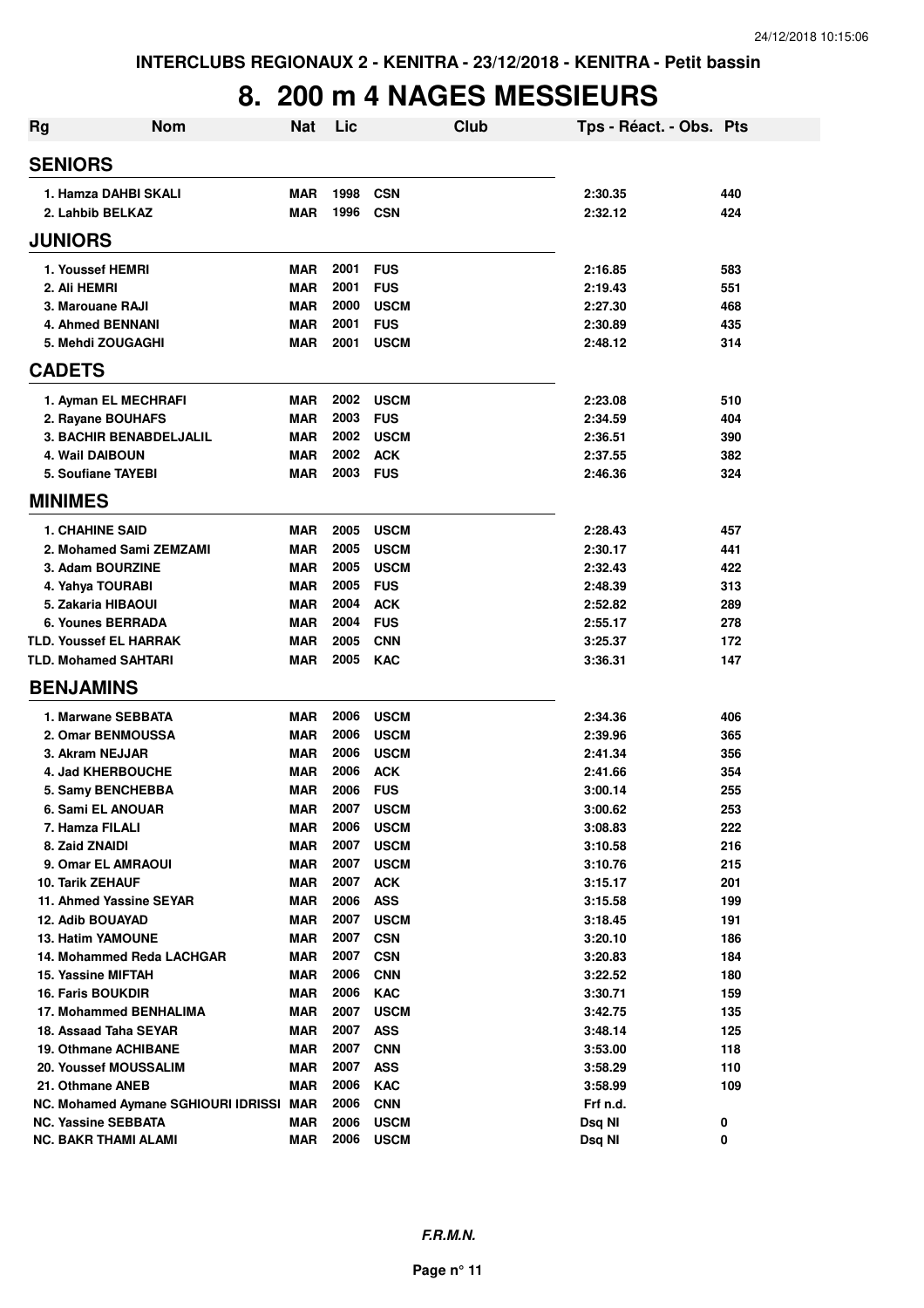INTERCLUBS REGIONAUX 2 - KENITRA - 23/12/2018 - KENITRA - Petit bassin

# 8. 200 m 4 NAGES MESSIEURS

| Rg | Nom | Nat | Lic | Club | Tps - Réact. - Obs. | Pts |
|---|---|---|---|---|---|---|
| **SENIORS** | | | | | | |
| 1. Hamza DAHBI SKALI | | MAR | 1998 | CSN | 2:30.35 | 440 |
| 2. Lahbib BELKAZ | | MAR | 1996 | CSN | 2:32.12 | 424 |
| **JUNIORS** | | | | | | |
| 1. Youssef HEMRI | | MAR | 2001 | FUS | 2:16.85 | 583 |
| 2. Ali HEMRI | | MAR | 2001 | FUS | 2:19.43 | 551 |
| 3. Marouane RAJI | | MAR | 2000 | USCM | 2:27.30 | 468 |
| 4. Ahmed BENNANI | | MAR | 2001 | FUS | 2:30.89 | 435 |
| 5. Mehdi ZOUGAGHI | | MAR | 2001 | USCM | 2:48.12 | 314 |
| **CADETS** | | | | | | |
| 1. Ayman EL MECHRAFI | | MAR | 2002 | USCM | 2:23.08 | 510 |
| 2. Rayane BOUHAFS | | MAR | 2003 | FUS | 2:34.59 | 404 |
| 3. BACHIR BENABDELJALIL | | MAR | 2002 | USCM | 2:36.51 | 390 |
| 4. Wail DAIBOUN | | MAR | 2002 | ACK | 2:37.55 | 382 |
| 5. Soufiane TAYEBI | | MAR | 2003 | FUS | 2:46.36 | 324 |
| **MINIMES** | | | | | | |
| 1. CHAHINE SAID | | MAR | 2005 | USCM | 2:28.43 | 457 |
| 2. Mohamed Sami ZEMZAMI | | MAR | 2005 | USCM | 2:30.17 | 441 |
| 3. Adam BOURZINE | | MAR | 2005 | USCM | 2:32.43 | 422 |
| 4. Yahya TOURABI | | MAR | 2005 | FUS | 2:48.39 | 313 |
| 5. Zakaria HIBAOUI | | MAR | 2004 | ACK | 2:52.82 | 289 |
| 6. Younes BERRADA | | MAR | 2004 | FUS | 2:55.17 | 278 |
| TLD. Youssef EL HARRAK | | MAR | 2005 | CNN | 3:25.37 | 172 |
| TLD. Mohamed SAHTARI | | MAR | 2005 | KAC | 3:36.31 | 147 |
| **BENJAMINS** | | | | | | |
| 1. Marwane SEBBATA | | MAR | 2006 | USCM | 2:34.36 | 406 |
| 2. Omar BENMOUSSA | | MAR | 2006 | USCM | 2:39.96 | 365 |
| 3. Akram NEJJAR | | MAR | 2006 | USCM | 2:41.34 | 356 |
| 4. Jad KHERBOUCHE | | MAR | 2006 | ACK | 2:41.66 | 354 |
| 5. Samy BENCHEBBA | | MAR | 2006 | FUS | 3:00.14 | 255 |
| 6. Sami EL ANOUAR | | MAR | 2007 | USCM | 3:00.62 | 253 |
| 7. Hamza FILALI | | MAR | 2006 | USCM | 3:08.83 | 222 |
| 8. Zaid ZNAIDI | | MAR | 2007 | USCM | 3:10.58 | 216 |
| 9. Omar EL AMRAOUI | | MAR | 2007 | USCM | 3:10.76 | 215 |
| 10. Tarik ZEHAUF | | MAR | 2007 | ACK | 3:15.17 | 201 |
| 11. Ahmed Yassine SEYAR | | MAR | 2006 | ASS | 3:15.58 | 199 |
| 12. Adib BOUAYAD | | MAR | 2007 | USCM | 3:18.45 | 191 |
| 13. Hatim YAMOUNE | | MAR | 2007 | CSN | 3:20.10 | 186 |
| 14. Mohammed Reda LACHGAR | | MAR | 2007 | CSN | 3:20.83 | 184 |
| 15. Yassine MIFTAH | | MAR | 2006 | CNN | 3:22.52 | 180 |
| 16. Faris BOUKDIR | | MAR | 2006 | KAC | 3:30.71 | 159 |
| 17. Mohammed BENHALIMA | | MAR | 2007 | USCM | 3:42.75 | 135 |
| 18. Assaad Taha SEYAR | | MAR | 2007 | ASS | 3:48.14 | 125 |
| 19. Othmane ACHIBANE | | MAR | 2007 | CNN | 3:53.00 | 118 |
| 20. Youssef MOUSSALIM | | MAR | 2007 | ASS | 3:58.29 | 110 |
| 21. Othmane ANEB | | MAR | 2006 | KAC | 3:58.99 | 109 |
| NC. Mohamed Aymane SGHIOURI IDRISSI | | MAR | 2006 | CNN | Frf n.d. | |
| NC. Yassine SEBBATA | | MAR | 2006 | USCM | Dsq NI | 0 |
| NC. BAKR THAMI ALAMI | | MAR | 2006 | USCM | Dsq NI | 0 |

*F.R.M.N.*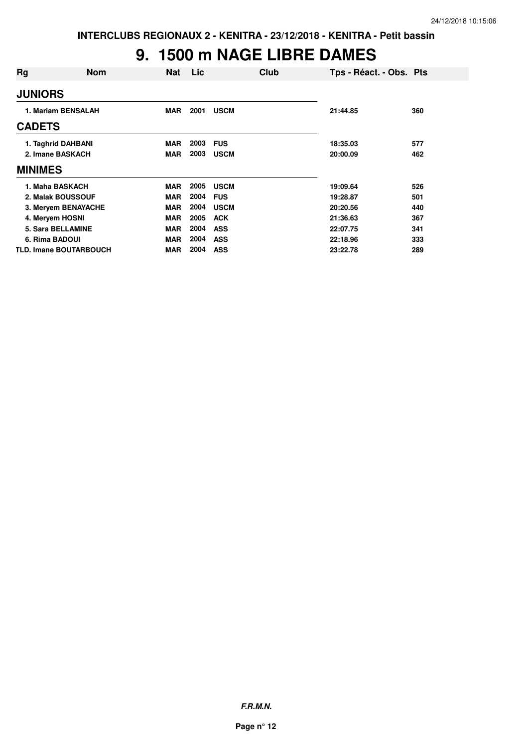# 9. 1500 m NAGE LIBRE DAMES

| Rg | Nom | Nat | Lic | Club | Tps - Réact. - Obs. | Pts |
|---|---|---|---|---|---|---|
| **JUNIORS** | | | | | | |
| 1. | Mariam BENSALAH | MAR | 2001 | USCM | 21:44.85 | 360 |
| **CADETS** | | | | | | |
| 1. | Taghrid DAHBANI | MAR | 2003 | FUS | 18:35.03 | 577 |
| 2. | Imane BASKACH | MAR | 2003 | USCM | 20:00.09 | 462 |
| **MINIMES** | | | | | | |
| 1. | Maha BASKACH | MAR | 2005 | USCM | 19:09.64 | 526 |
| 2. | Malak BOUSSOUF | MAR | 2004 | FUS | 19:28.87 | 501 |
| 3. | Meryem BENAYACHE | MAR | 2004 | USCM | 20:20.56 | 440 |
| 4. | Meryem HOSNI | MAR | 2005 | ACK | 21:36.63 | 367 |
| 5. | Sara BELLAMINE | MAR | 2004 | ASS | 22:07.75 | 341 |
| 6. | Rima BADOUI | MAR | 2004 | ASS | 22:18.96 | 333 |
| TLD. | Imane BOUTARBOUCH | MAR | 2004 | ASS | 23:22.78 | 289 |

***F.R.M.N.***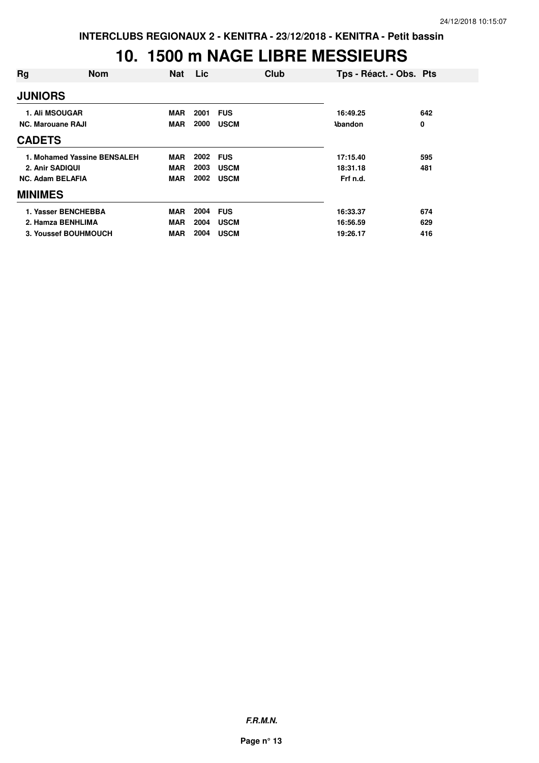INTERCLUBS REGIONAUX 2 - KENITRA - 23/12/2018 - KENITRA - Petit bassin

# 10. 1500 m NAGE LIBRE MESSIEURS

| Rg | Nom | Nat | Lic | Club | Tps - Réact. - Obs. | Pts |
|---|---|---|---|---|---|---|
| **JUNIORS** | | | | | | |
| 1. | Ali MSOUGAR | MAR | 2001 | FUS | 16:49.25 | 642 |
| NC. | Marouane RAJI | MAR | 2000 | USCM | Abandon | 0 |
| **CADETS** | | | | | | |
| 1. | Mohamed Yassine BENSALEH | MAR | 2002 | FUS | 17:15.40 | 595 |
| 2. | Anir SADIQUI | MAR | 2003 | USCM | 18:31.18 | 481 |
| NC. | Adam BELAFIA | MAR | 2002 | USCM | Frf n.d. | |
| **MINIMES** | | | | | | |
| 1. | Yasser BENCHEBBA | MAR | 2004 | FUS | 16:33.37 | 674 |
| 2. | Hamza BENHLIMA | MAR | 2004 | USCM | 16:56.59 | 629 |
| 3. | Youssef BOUHMOUCH | MAR | 2004 | USCM | 19:26.17 | 416 |

*F.R.M.N.*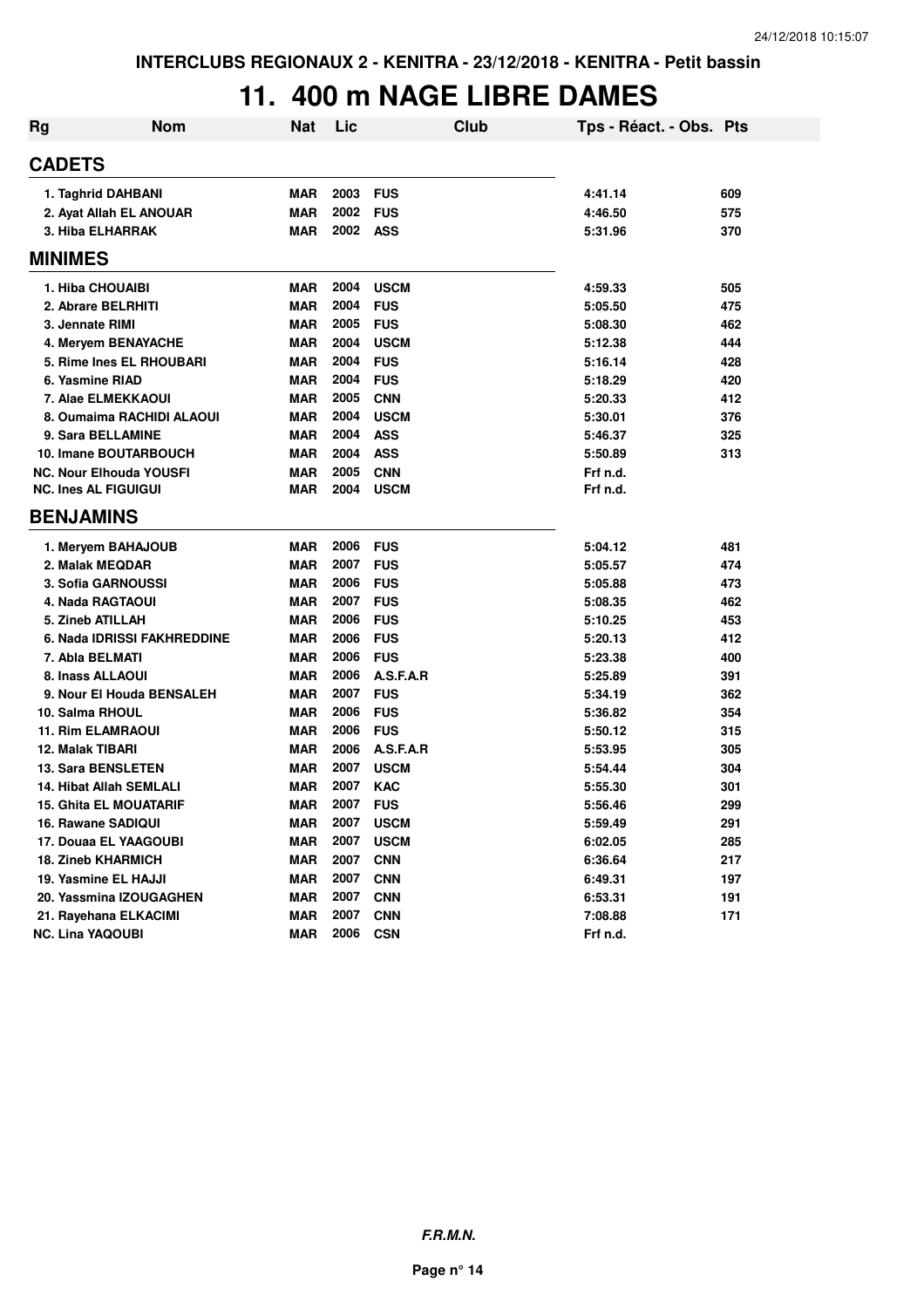# 11. 400 m NAGE LIBRE DAMES

| Rg | Nom | Nat | Lic | Club | Tps - Réact. - Obs. | Pts |
|---|---|---|---|---|---|---|
| **CADETS** | | | | | | |
| 1. Taghrid DAHBANI | | MAR | 2003 | FUS | 4:41.14 | 609 |
| 2. Ayat Allah EL ANOUAR | | MAR | 2002 | FUS | 4:46.50 | 575 |
| 3. Hiba ELHARRAK | | MAR | 2002 | ASS | 5:31.96 | 370 |
| **MINIMES** | | | | | | |
| 1. Hiba CHOUAIBI | | MAR | 2004 | USCM | 4:59.33 | 505 |
| 2. Abrare BELRHITI | | MAR | 2004 | FUS | 5:05.50 | 475 |
| 3. Jennate RIMI | | MAR | 2005 | FUS | 5:08.30 | 462 |
| 4. Meryem BENAYACHE | | MAR | 2004 | USCM | 5:12.38 | 444 |
| 5. Rime Ines EL RHOUBARI | | MAR | 2004 | FUS | 5:16.14 | 428 |
| 6. Yasmine RIAD | | MAR | 2004 | FUS | 5:18.29 | 420 |
| 7. Alae ELMEKKAOUI | | MAR | 2005 | CNN | 5:20.33 | 412 |
| 8. Oumaima RACHIDI ALAOUI | | MAR | 2004 | USCM | 5:30.01 | 376 |
| 9. Sara BELLAMINE | | MAR | 2004 | ASS | 5:46.37 | 325 |
| 10. Imane BOUTARBOUCH | | MAR | 2004 | ASS | 5:50.89 | 313 |
| NC. Nour Elhouda YOUSFI | | MAR | 2005 | CNN | Frf n.d. | |
| NC. Ines AL FIGUIGUI | | MAR | 2004 | USCM | Frf n.d. | |
| **BENJAMINS** | | | | | | |
| 1. Meryem BAHAJOUB | | MAR | 2006 | FUS | 5:04.12 | 481 |
| 2. Malak MEQDAR | | MAR | 2007 | FUS | 5:05.57 | 474 |
| 3. Sofia GARNOUSSI | | MAR | 2006 | FUS | 5:05.88 | 473 |
| 4. Nada RAGTAOUI | | MAR | 2007 | FUS | 5:08.35 | 462 |
| 5. Zineb ATILLAH | | MAR | 2006 | FUS | 5:10.25 | 453 |
| 6. Nada IDRISSI FAKHREDDINE | | MAR | 2006 | FUS | 5:20.13 | 412 |
| 7. Abla BELMATI | | MAR | 2006 | FUS | 5:23.38 | 400 |
| 8. Inass ALLAOUI | | MAR | 2006 | A.S.F.A.R | 5:25.89 | 391 |
| 9. Nour El Houda BENSALEH | | MAR | 2007 | FUS | 5:34.19 | 362 |
| 10. Salma RHOUL | | MAR | 2006 | FUS | 5:36.82 | 354 |
| 11. Rim ELAMRAOUI | | MAR | 2006 | FUS | 5:50.12 | 315 |
| 12. Malak TIBARI | | MAR | 2006 | A.S.F.A.R | 5:53.95 | 305 |
| 13. Sara BENSLETEN | | MAR | 2007 | USCM | 5:54.44 | 304 |
| 14. Hibat Allah SEMLALI | | MAR | 2007 | KAC | 5:55.30 | 301 |
| 15. Ghita EL MOUATARIF | | MAR | 2007 | FUS | 5:56.46 | 299 |
| 16. Rawane SADIQUI | | MAR | 2007 | USCM | 5:59.49 | 291 |
| 17. Douaa EL YAAGOUBI | | MAR | 2007 | USCM | 6:02.05 | 285 |
| 18. Zineb KHARMICH | | MAR | 2007 | CNN | 6:36.64 | 217 |
| 19. Yasmine EL HAJJI | | MAR | 2007 | CNN | 6:49.31 | 197 |
| 20. Yassmina IZOUGAGHEN | | MAR | 2007 | CNN | 6:53.31 | 191 |
| 21. Rayehana ELKACIMI | | MAR | 2007 | CNN | 7:08.88 | 171 |
| NC. Lina YAQOUBI | | MAR | 2006 | CSN | Frf n.d. | |

***F.R.M.N.***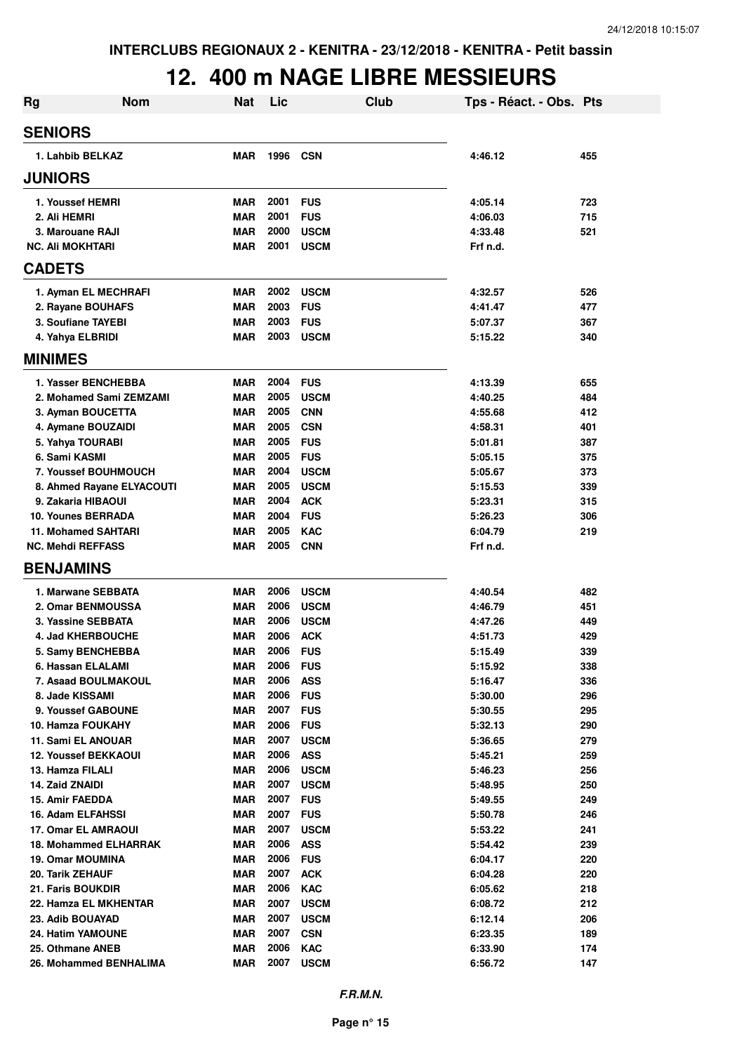# 12. 400 m NAGE LIBRE MESSIEURS

| Rg | Nom | Nat | Lic | Club | Tps - Réact. - Obs. | Pts |
|---|---|---|---|---|---|---|
| **SENIORS** | | | | | | |
| 1. Lahbib BELKAZ | | MAR | 1996 | CSN | 4:46.12 | 455 |
| **JUNIORS** | | | | | | |
| 1. Youssef HEMRI | | MAR | 2001 | FUS | 4:05.14 | 723 |
| 2. Ali HEMRI | | MAR | 2001 | FUS | 4:06.03 | 715 |
| 3. Marouane RAJI | | MAR | 2000 | USCM | 4:33.48 | 521 |
| NC. Ali MOKHTARI | | MAR | 2001 | USCM | Frf n.d. | |
| **CADETS** | | | | | | |
| 1. Ayman EL MECHRAFI | | MAR | 2002 | USCM | 4:32.57 | 526 |
| 2. Rayane BOUHAFS | | MAR | 2003 | FUS | 4:41.47 | 477 |
| 3. Soufiane TAYEBI | | MAR | 2003 | FUS | 5:07.37 | 367 |
| 4. Yahya ELBRIDI | | MAR | 2003 | USCM | 5:15.22 | 340 |
| **MINIMES** | | | | | | |
| 1. Yasser BENCHEBBA | | MAR | 2004 | FUS | 4:13.39 | 655 |
| 2. Mohamed Sami ZEMZAMI | | MAR | 2005 | USCM | 4:40.25 | 484 |
| 3. Ayman BOUCETTA | | MAR | 2005 | CNN | 4:55.68 | 412 |
| 4. Aymane BOUZAIDI | | MAR | 2005 | CSN | 4:58.31 | 401 |
| 5. Yahya TOURABI | | MAR | 2005 | FUS | 5:01.81 | 387 |
| 6. Sami KASMI | | MAR | 2005 | FUS | 5:05.15 | 375 |
| 7. Youssef BOUHMOUCH | | MAR | 2004 | USCM | 5:05.67 | 373 |
| 8. Ahmed Rayane ELYACOUTI | | MAR | 2005 | USCM | 5:15.53 | 339 |
| 9. Zakaria HIBAOUI | | MAR | 2004 | ACK | 5:23.31 | 315 |
| 10. Younes BERRADA | | MAR | 2004 | FUS | 5:26.23 | 306 |
| 11. Mohamed SAHTARI | | MAR | 2005 | KAC | 6:04.79 | 219 |
| NC. Mehdi REFFASS | | MAR | 2005 | CNN | Frf n.d. | |
| **BENJAMINS** | | | | | | |
| 1. Marwane SEBBATA | | MAR | 2006 | USCM | 4:40.54 | 482 |
| 2. Omar BENMOUSSA | | MAR | 2006 | USCM | 4:46.79 | 451 |
| 3. Yassine SEBBATA | | MAR | 2006 | USCM | 4:47.26 | 449 |
| 4. Jad KHERBOUCHE | | MAR | 2006 | ACK | 4:51.73 | 429 |
| 5. Samy BENCHEBBA | | MAR | 2006 | FUS | 5:15.49 | 339 |
| 6. Hassan ELALAMI | | MAR | 2006 | FUS | 5:15.92 | 338 |
| 7. Asaad BOULMAKOUL | | MAR | 2006 | ASS | 5:16.47 | 336 |
| 8. Jade KISSAMI | | MAR | 2006 | FUS | 5:30.00 | 296 |
| 9. Youssef GABOUNE | | MAR | 2007 | FUS | 5:30.55 | 295 |
| 10. Hamza FOUKAHY | | MAR | 2006 | FUS | 5:32.13 | 290 |
| 11. Sami EL ANOUAR | | MAR | 2007 | USCM | 5:36.65 | 279 |
| 12. Youssef BEKKAOUI | | MAR | 2006 | ASS | 5:45.21 | 259 |
| 13. Hamza FILALI | | MAR | 2006 | USCM | 5:46.23 | 256 |
| 14. Zaid ZNAIDI | | MAR | 2007 | USCM | 5:48.95 | 250 |
| 15. Amir FAEDDA | | MAR | 2007 | FUS | 5:49.55 | 249 |
| 16. Adam ELFAHSSI | | MAR | 2007 | FUS | 5:50.78 | 246 |
| 17. Omar EL AMRAOUI | | MAR | 2007 | USCM | 5:53.22 | 241 |
| 18. Mohammed ELHARRAK | | MAR | 2006 | ASS | 5:54.42 | 239 |
| 19. Omar MOUMINA | | MAR | 2006 | FUS | 6:04.17 | 220 |
| 20. Tarik ZEHAUF | | MAR | 2007 | ACK | 6:04.28 | 220 |
| 21. Faris BOUKDIR | | MAR | 2006 | KAC | 6:05.62 | 218 |
| 22. Hamza EL MKHENTAR | | MAR | 2007 | USCM | 6:08.72 | 212 |
| 23. Adib BOUAYAD | | MAR | 2007 | USCM | 6:12.14 | 206 |
| 24. Hatim YAMOUNE | | MAR | 2007 | CSN | 6:23.35 | 189 |
| 25. Othmane ANEB | | MAR | 2006 | KAC | 6:33.90 | 174 |
| 26. Mohammed BENHALIMA | | MAR | 2007 | USCM | 6:56.72 | 147 |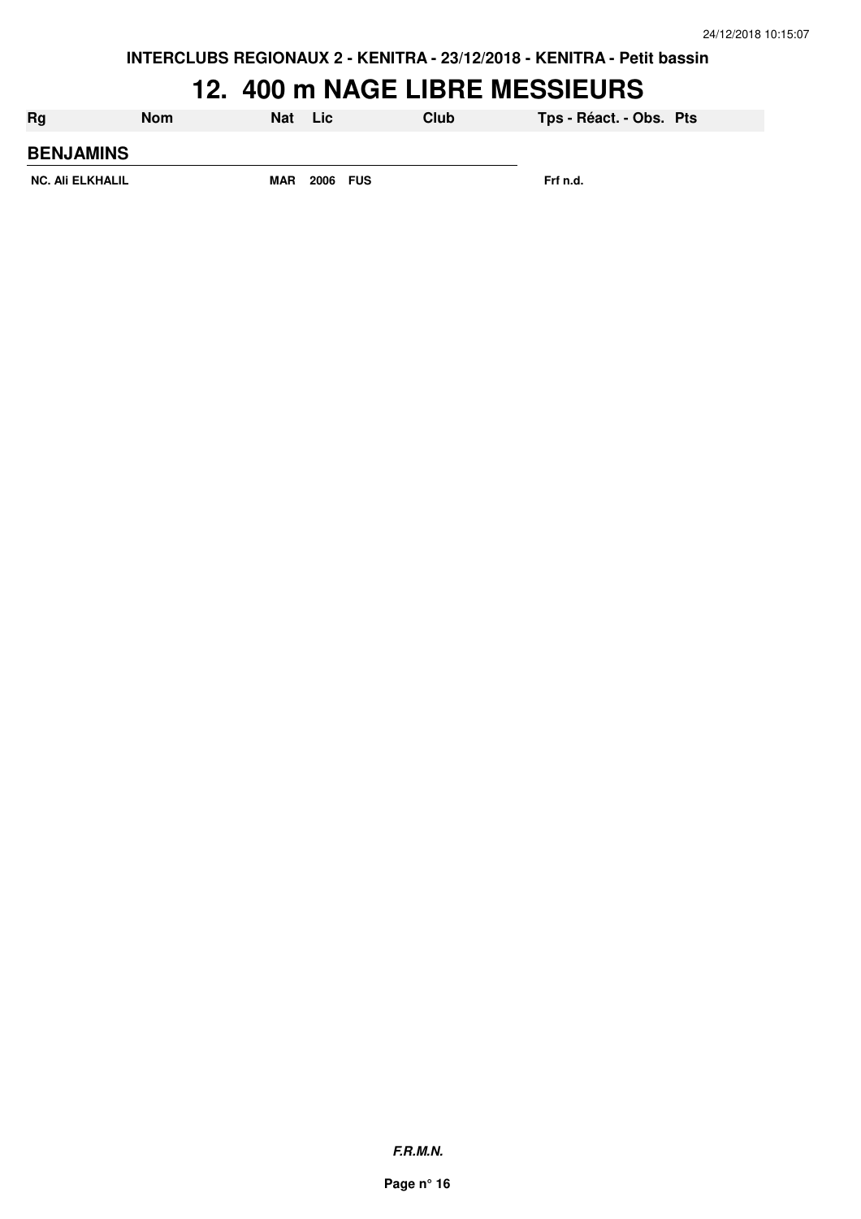INTERCLUBS REGIONAUX 2 - KENITRA - 23/12/2018 - KENITRA - Petit bassin

# 12. 400 m NAGE LIBRE MESSIEURS

| Rg | Nom | Nat | Lic | Club | Tps - Réact. - Obs. | Pts |
|---|---|---|---|---|---|---|
| **BENJAMINS** | | | | | | |
| NC. Ali ELKHALIL | | MAR | 2006 | FUS | Frf n.d. | |

**F.R.M.N.**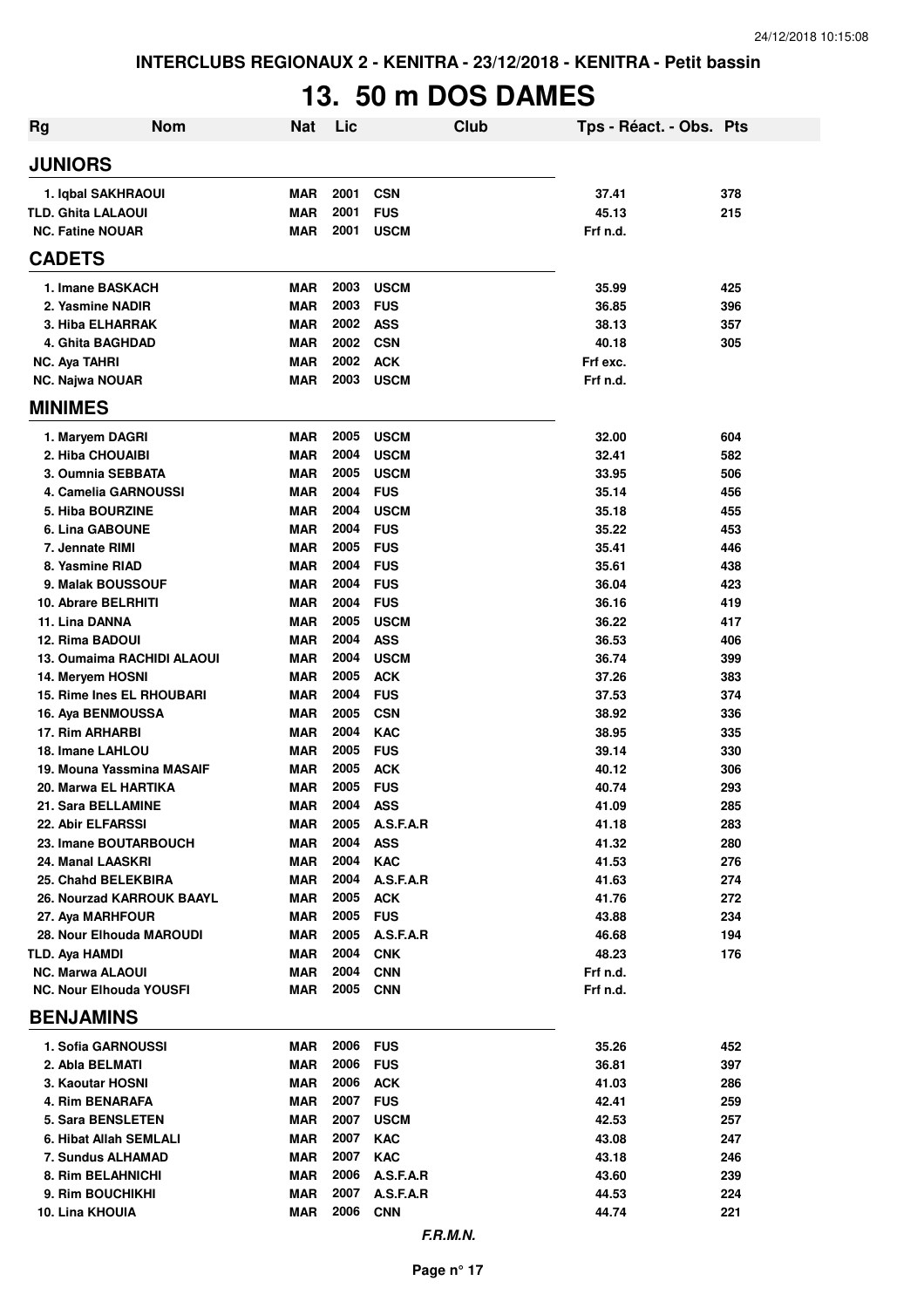# 13. 50 m DOS DAMES

| Rg | Nom | Nat | Lic | Club | Tps - Réact. - Obs. | Pts |
|---|---|---|---|---|---|---|
| **JUNIORS** | | | | | | |
| 1. Iqbal SAKHRAOUI | | MAR | 2001 | CSN | 37.41 | 378 |
| TLD. Ghita LALAOUI | | MAR | 2001 | FUS | 45.13 | 215 |
| NC. Fatine NOUAR | | MAR | 2001 | USCM | Frf n.d. | |
| **CADETS** | | | | | | |
| 1. Imane BASKACH | | MAR | 2003 | USCM | 35.99 | 425 |
| 2. Yasmine NADIR | | MAR | 2003 | FUS | 36.85 | 396 |
| 3. Hiba ELHARRAK | | MAR | 2002 | ASS | 38.13 | 357 |
| 4. Ghita BAGHDAD | | MAR | 2002 | CSN | 40.18 | 305 |
| NC. Aya TAHRI | | MAR | 2002 | ACK | Frf exc. | |
| NC. Najwa NOUAR | | MAR | 2003 | USCM | Frf n.d. | |
| **MINIMES** | | | | | | |
| 1. Maryem DAGRI | | MAR | 2005 | USCM | 32.00 | 604 |
| 2. Hiba CHOUAIBI | | MAR | 2004 | USCM | 32.41 | 582 |
| 3. Oumnia SEBBATA | | MAR | 2005 | USCM | 33.95 | 506 |
| 4. Camelia GARNOUSSI | | MAR | 2004 | FUS | 35.14 | 456 |
| 5. Hiba BOURZINE | | MAR | 2004 | USCM | 35.18 | 455 |
| 6. Lina GABOUNE | | MAR | 2004 | FUS | 35.22 | 453 |
| 7. Jennate RIMI | | MAR | 2005 | FUS | 35.41 | 446 |
| 8. Yasmine RIAD | | MAR | 2004 | FUS | 35.61 | 438 |
| 9. Malak BOUSSOUF | | MAR | 2004 | FUS | 36.04 | 423 |
| 10. Abrare BELRHITI | | MAR | 2004 | FUS | 36.16 | 419 |
| 11. Lina DANNA | | MAR | 2005 | USCM | 36.22 | 417 |
| 12. Rima BADOUI | | MAR | 2004 | ASS | 36.53 | 406 |
| 13. Oumaima RACHIDI ALAOUI | | MAR | 2004 | USCM | 36.74 | 399 |
| 14. Meryem HOSNI | | MAR | 2005 | ACK | 37.26 | 383 |
| 15. Rime Ines EL RHOUBARI | | MAR | 2004 | FUS | 37.53 | 374 |
| 16. Aya BENMOUSSA | | MAR | 2005 | CSN | 38.92 | 336 |
| 17. Rim ARHARBI | | MAR | 2004 | KAC | 38.95 | 335 |
| 18. Imane LAHLOU | | MAR | 2005 | FUS | 39.14 | 330 |
| 19. Mouna Yassmina MASAIF | | MAR | 2005 | ACK | 40.12 | 306 |
| 20. Marwa EL HARTIKA | | MAR | 2005 | FUS | 40.74 | 293 |
| 21. Sara BELLAMINE | | MAR | 2004 | ASS | 41.09 | 285 |
| 22. Abir ELFARSSI | | MAR | 2005 | A.S.F.A.R | 41.18 | 283 |
| 23. Imane BOUTARBOUCH | | MAR | 2004 | ASS | 41.32 | 280 |
| 24. Manal LAASKRI | | MAR | 2004 | KAC | 41.53 | 276 |
| 25. Chahd BELEKBIRA | | MAR | 2004 | A.S.F.A.R | 41.63 | 274 |
| 26. Nourzad KARROUK BAAYL | | MAR | 2005 | ACK | 41.76 | 272 |
| 27. Aya MARHFOUR | | MAR | 2005 | FUS | 43.88 | 234 |
| 28. Nour Elhouda MAROUDI | | MAR | 2005 | A.S.F.A.R | 46.68 | 194 |
| TLD. Aya HAMDI | | MAR | 2004 | CNK | 48.23 | 176 |
| NC. Marwa ALAOUI | | MAR | 2004 | CNN | Frf n.d. | |
| NC. Nour Elhouda YOUSFI | | MAR | 2005 | CNN | Frf n.d. | |
| **BENJAMINS** | | | | | | |
| 1. Sofia GARNOUSSI | | MAR | 2006 | FUS | 35.26 | 452 |
| 2. Abla BELMATI | | MAR | 2006 | FUS | 36.81 | 397 |
| 3. Kaoutar HOSNI | | MAR | 2006 | ACK | 41.03 | 286 |
| 4. Rim BENARAFA | | MAR | 2007 | FUS | 42.41 | 259 |
| 5. Sara BENSLETEN | | MAR | 2007 | USCM | 42.53 | 257 |
| 6. Hibat Allah SEMLALI | | MAR | 2007 | KAC | 43.08 | 247 |
| 7. Sundus ALHAMAD | | MAR | 2007 | KAC | 43.18 | 246 |
| 8. Rim BELAHNICHI | | MAR | 2006 | A.S.F.A.R | 43.60 | 239 |
| 9. Rim BOUCHIKHI | | MAR | 2007 | A.S.F.A.R | 44.53 | 224 |
| 10. Lina KHOUIA | | MAR | 2006 | CNN | 44.74 | 221 |

*F.R.M.N.*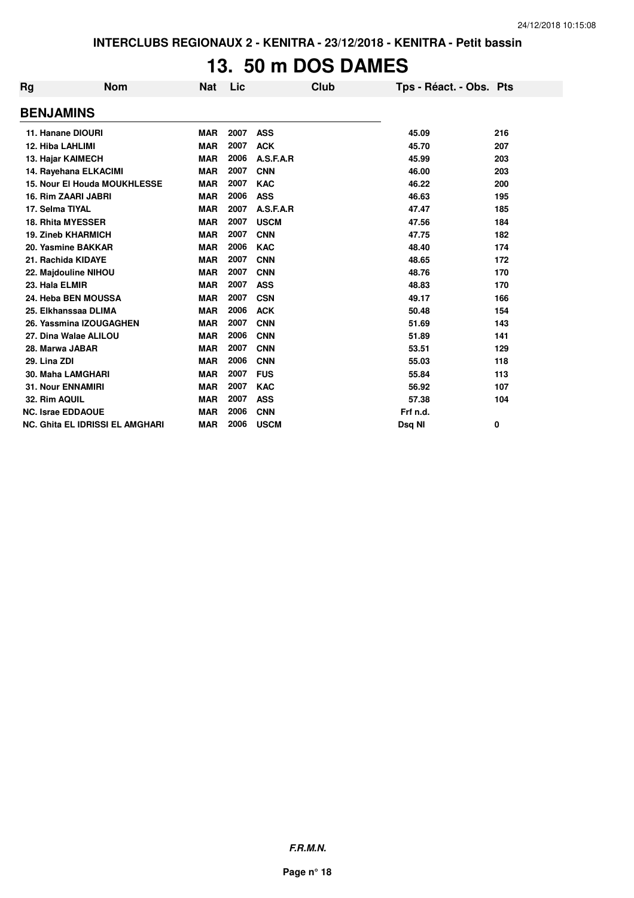INTERCLUBS REGIONAUX 2 - KENITRA - 23/12/2018 - KENITRA - Petit bassin

# 13. 50 m DOS DAMES

| Rg | Nom | Nat | Lic | Club | Tps - Réact. - Obs. | Pts |
|---|---|---|---|---|---|---|
| **BENJAMINS** | | | | | | |
| 11. Hanane DIOURI | | MAR | 2007 | ASS | 45.09 | 216 |
| 12. Hiba LAHLIMI | | MAR | 2007 | ACK | 45.70 | 207 |
| 13. Hajar KAIMECH | | MAR | 2006 | A.S.F.A.R | 45.99 | 203 |
| 14. Rayehana ELKACIMI | | MAR | 2007 | CNN | 46.00 | 203 |
| 15. Nour El Houda MOUKHLESSE | | MAR | 2007 | KAC | 46.22 | 200 |
| 16. Rim ZAARI JABRI | | MAR | 2006 | ASS | 46.63 | 195 |
| 17. Selma TIYAL | | MAR | 2007 | A.S.F.A.R | 47.47 | 185 |
| 18. Rhita MYESSER | | MAR | 2007 | USCM | 47.56 | 184 |
| 19. Zineb KHARMICH | | MAR | 2007 | CNN | 47.75 | 182 |
| 20. Yasmine BAKKAR | | MAR | 2006 | KAC | 48.40 | 174 |
| 21. Rachida KIDAYE | | MAR | 2007 | CNN | 48.65 | 172 |
| 22. Majdouline NIHOU | | MAR | 2007 | CNN | 48.76 | 170 |
| 23. Hala ELMIR | | MAR | 2007 | ASS | 48.83 | 170 |
| 24. Heba BEN MOUSSA | | MAR | 2007 | CSN | 49.17 | 166 |
| 25. Elkhanssaa DLIMA | | MAR | 2006 | ACK | 50.48 | 154 |
| 26. Yassmina IZOUGAGHEN | | MAR | 2007 | CNN | 51.69 | 143 |
| 27. Dina Walae ALILOU | | MAR | 2006 | CNN | 51.89 | 141 |
| 28. Marwa JABAR | | MAR | 2007 | CNN | 53.51 | 129 |
| 29. Lina ZDI | | MAR | 2006 | CNN | 55.03 | 118 |
| 30. Maha LAMGHARI | | MAR | 2007 | FUS | 55.84 | 113 |
| 31. Nour ENNAMIRI | | MAR | 2007 | KAC | 56.92 | 107 |
| 32. Rim AQUIL | | MAR | 2007 | ASS | 57.38 | 104 |
| NC. Israe EDDAOUE | | MAR | 2006 | CNN | Frf n.d. | |
| NC. Ghita EL IDRISSI EL AMGHARI | | MAR | 2006 | USCM | Dsq NI | 0 |

*F.R.M.N.*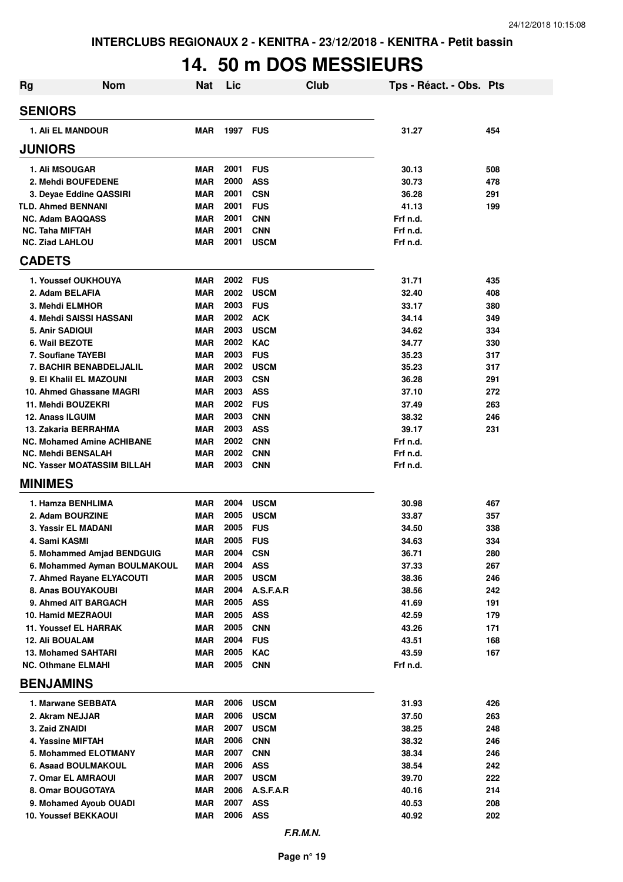INTERCLUBS REGIONAUX 2 - KENITRA - 23/12/2018 - KENITRA - Petit bassin

# 14. 50 m DOS MESSIEURS

| Rg | Nom | Nat | Lic | Club | Tps - Réact. - Obs. | Pts |
|---|---|---|---|---|---|---|
| **SENIORS** | | | | | | |
| 1. Ali EL MANDOUR | | MAR | 1997 | FUS | 31.27 | 454 |
| **JUNIORS** | | | | | | |
| 1. Ali MSOUGAR | | MAR | 2001 | FUS | 30.13 | 508 |
| 2. Mehdi BOUFEDENE | | MAR | 2000 | ASS | 30.73 | 478 |
| 3. Deyae Eddine QASSIRI | | MAR | 2001 | CSN | 36.28 | 291 |
| TLD. Ahmed BENNANI | | MAR | 2001 | FUS | 41.13 | 199 |
| NC. Adam BAQQASS | | MAR | 2001 | CNN | Frf n.d. | |
| NC. Taha MIFTAH | | MAR | 2001 | CNN | Frf n.d. | |
| NC. Ziad LAHLOU | | MAR | 2001 | USCM | Frf n.d. | |
| **CADETS** | | | | | | |
| 1. Youssef OUKHOUYA | | MAR | 2002 | FUS | 31.71 | 435 |
| 2. Adam BELAFIA | | MAR | 2002 | USCM | 32.40 | 408 |
| 3. Mehdi ELMHOR | | MAR | 2003 | FUS | 33.17 | 380 |
| 4. Mehdi SAISSI HASSANI | | MAR | 2002 | ACK | 34.14 | 349 |
| 5. Anir SADIQUI | | MAR | 2003 | USCM | 34.62 | 334 |
| 6. Wail BEZOTE | | MAR | 2002 | KAC | 34.77 | 330 |
| 7. Soufiane TAYEBI | | MAR | 2003 | FUS | 35.23 | 317 |
| 7. BACHIR BENABDELJALIL | | MAR | 2002 | USCM | 35.23 | 317 |
| 9. El Khalil EL MAZOUNI | | MAR | 2003 | CSN | 36.28 | 291 |
| 10. Ahmed Ghassane MAGRI | | MAR | 2003 | ASS | 37.10 | 272 |
| 11. Mehdi BOUZEKRI | | MAR | 2002 | FUS | 37.49 | 263 |
| 12. Anass ILGUIM | | MAR | 2003 | CNN | 38.32 | 246 |
| 13. Zakaria BERRAHMA | | MAR | 2003 | ASS | 39.17 | 231 |
| NC. Mohamed Amine ACHIBANE | | MAR | 2002 | CNN | Frf n.d. | |
| NC. Mehdi BENSALAH | | MAR | 2002 | CNN | Frf n.d. | |
| NC. Yasser MOATASSIM BILLAH | | MAR | 2003 | CNN | Frf n.d. | |
| **MINIMES** | | | | | | |
| 1. Hamza BENHLIMA | | MAR | 2004 | USCM | 30.98 | 467 |
| 2. Adam BOURZINE | | MAR | 2005 | USCM | 33.87 | 357 |
| 3. Yassir EL MADANI | | MAR | 2005 | FUS | 34.50 | 338 |
| 4. Sami KASMI | | MAR | 2005 | FUS | 34.63 | 334 |
| 5. Mohammed Amjad BENDGUIG | | MAR | 2004 | CSN | 36.71 | 280 |
| 6. Mohammed Ayman BOULMAKOUL | | MAR | 2004 | ASS | 37.33 | 267 |
| 7. Ahmed Rayane ELYACOUTI | | MAR | 2005 | USCM | 38.36 | 246 |
| 8. Anas BOUYAKOUBI | | MAR | 2004 | A.S.F.A.R | 38.56 | 242 |
| 9. Ahmed AIT BARGACH | | MAR | 2005 | ASS | 41.69 | 191 |
| 10. Hamid MEZRAOUI | | MAR | 2005 | ASS | 42.59 | 179 |
| 11. Youssef EL HARRAK | | MAR | 2005 | CNN | 43.26 | 171 |
| 12. Ali BOUALAM | | MAR | 2004 | FUS | 43.51 | 168 |
| 13. Mohamed SAHTARI | | MAR | 2005 | KAC | 43.59 | 167 |
| NC. Othmane ELMAHI | | MAR | 2005 | CNN | Frf n.d. | |
| **BENJAMINS** | | | | | | |
| 1. Marwane SEBBATA | | MAR | 2006 | USCM | 31.93 | 426 |
| 2. Akram NEJJAR | | MAR | 2006 | USCM | 37.50 | 263 |
| 3. Zaid ZNAIDI | | MAR | 2007 | USCM | 38.25 | 248 |
| 4. Yassine MIFTAH | | MAR | 2006 | CNN | 38.32 | 246 |
| 5. Mohammed ELOTMANY | | MAR | 2007 | CNN | 38.34 | 246 |
| 6. Asaad BOULMAKOUL | | MAR | 2006 | ASS | 38.54 | 242 |
| 7. Omar EL AMRAOUI | | MAR | 2007 | USCM | 39.70 | 222 |
| 8. Omar BOUGOTAYA | | MAR | 2006 | A.S.F.A.R | 40.16 | 214 |
| 9. Mohamed Ayoub OUADI | | MAR | 2007 | ASS | 40.53 | 208 |
| 10. Youssef BEKKAOUI | | MAR | 2006 | ASS | 40.92 | 202 |

*F.R.M.N.*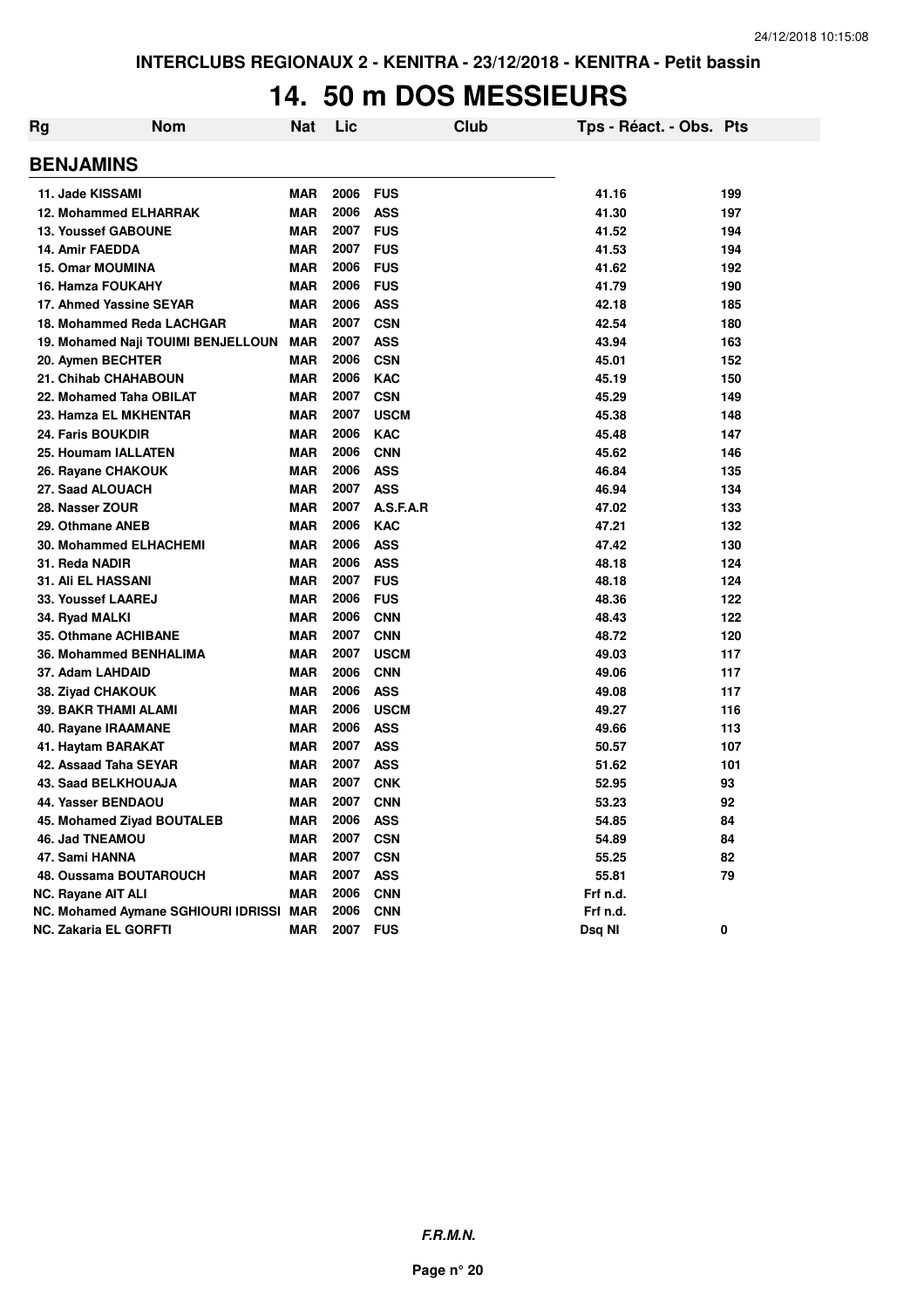INTERCLUBS REGIONAUX 2 - KENITRA - 23/12/2018 - KENITRA - Petit bassin

# 14. 50 m DOS MESSIEURS

| Rg | Nom | Nat | Lic | Club | Tps - Réact. - Obs. | Pts |
|---|---|---|---|---|---|---|
| **BENJAMINS** | | | | | | |
| 11. Jade KISSAMI | | MAR | 2006 | FUS | 41.16 | 199 |
| 12. Mohammed ELHARRAK | | MAR | 2006 | ASS | 41.30 | 197 |
| 13. Youssef GABOUNE | | MAR | 2007 | FUS | 41.52 | 194 |
| 14. Amir FAEDDA | | MAR | 2007 | FUS | 41.53 | 194 |
| 15. Omar MOUMINA | | MAR | 2006 | FUS | 41.62 | 192 |
| 16. Hamza FOUKAHY | | MAR | 2006 | FUS | 41.79 | 190 |
| 17. Ahmed Yassine SEYAR | | MAR | 2006 | ASS | 42.18 | 185 |
| 18. Mohammed Reda LACHGAR | | MAR | 2007 | CSN | 42.54 | 180 |
| 19. Mohamed Naji TOUIMI BENJELLOUN | | MAR | 2007 | ASS | 43.94 | 163 |
| 20. Aymen BECHTER | | MAR | 2006 | CSN | 45.01 | 152 |
| 21. Chihab CHAHABOUN | | MAR | 2006 | KAC | 45.19 | 150 |
| 22. Mohamed Taha OBILAT | | MAR | 2007 | CSN | 45.29 | 149 |
| 23. Hamza EL MKHENTAR | | MAR | 2007 | USCM | 45.38 | 148 |
| 24. Faris BOUKDIR | | MAR | 2006 | KAC | 45.48 | 147 |
| 25. Houmam IALLATEN | | MAR | 2006 | CNN | 45.62 | 146 |
| 26. Rayane CHAKOUK | | MAR | 2006 | ASS | 46.84 | 135 |
| 27. Saad ALOUACH | | MAR | 2007 | ASS | 46.94 | 134 |
| 28. Nasser ZOUR | | MAR | 2007 | A.S.F.A.R | 47.02 | 133 |
| 29. Othmane ANEB | | MAR | 2006 | KAC | 47.21 | 132 |
| 30. Mohammed ELHACHEMI | | MAR | 2006 | ASS | 47.42 | 130 |
| 31. Reda NADIR | | MAR | 2006 | ASS | 48.18 | 124 |
| 31. Ali EL HASSANI | | MAR | 2007 | FUS | 48.18 | 124 |
| 33. Youssef LAAREJ | | MAR | 2006 | FUS | 48.36 | 122 |
| 34. Ryad MALKI | | MAR | 2006 | CNN | 48.43 | 122 |
| 35. Othmane ACHIBANE | | MAR | 2007 | CNN | 48.72 | 120 |
| 36. Mohammed BENHALIMA | | MAR | 2007 | USCM | 49.03 | 117 |
| 37. Adam LAHDAID | | MAR | 2006 | CNN | 49.06 | 117 |
| 38. Ziyad CHAKOUK | | MAR | 2006 | ASS | 49.08 | 117 |
| 39. BAKR THAMI ALAMI | | MAR | 2006 | USCM | 49.27 | 116 |
| 40. Rayane IRAAMANE | | MAR | 2006 | ASS | 49.66 | 113 |
| 41. Haytam BARAKAT | | MAR | 2007 | ASS | 50.57 | 107 |
| 42. Assaad Taha SEYAR | | MAR | 2007 | ASS | 51.62 | 101 |
| 43. Saad BELKHOUAJA | | MAR | 2007 | CNK | 52.95 | 93 |
| 44. Yasser BENDAOU | | MAR | 2007 | CNN | 53.23 | 92 |
| 45. Mohamed Ziyad BOUTALEB | | MAR | 2006 | ASS | 54.85 | 84 |
| 46. Jad TNEAMOU | | MAR | 2007 | CSN | 54.89 | 84 |
| 47. Sami HANNA | | MAR | 2007 | CSN | 55.25 | 82 |
| 48. Oussama BOUTAROUCH | | MAR | 2007 | ASS | 55.81 | 79 |
| NC. Rayane AIT ALI | | MAR | 2006 | CNN | Frf n.d. | |
| NC. Mohamed Aymane SGHIOURI IDRISSI | | MAR | 2006 | CNN | Frf n.d. | |
| NC. Zakaria EL GORFTI | | MAR | 2007 | FUS | Dsq NI | 0 |

**F.R.M.N.**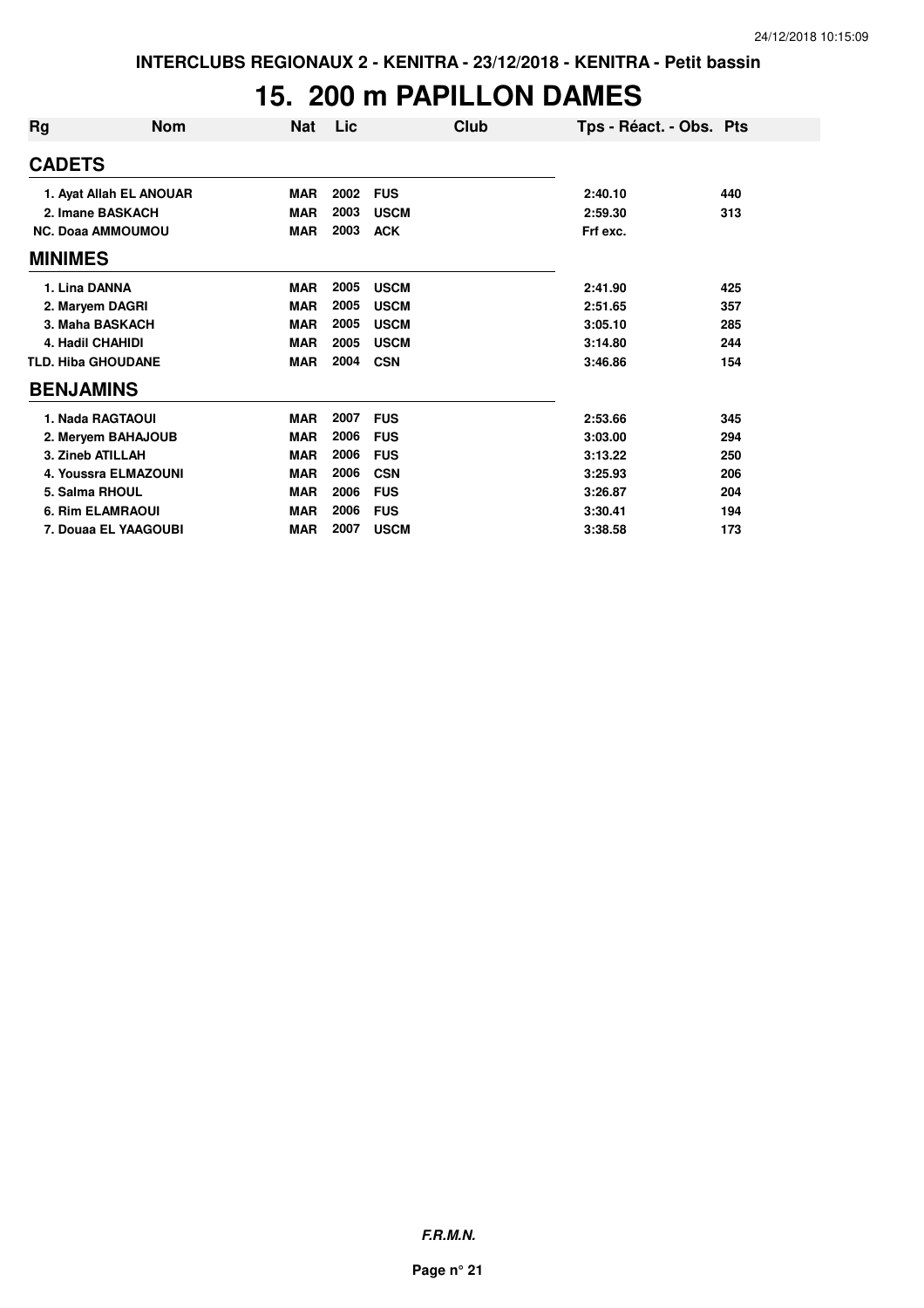# 15. 200 m PAPILLON DAMES

| Rg | Nom | Nat | Lic | Club | Tps - Réact. - Obs. | Pts |
|---|---|---|---|---|---|---|
| **CADETS** | | | | | | |
| 1. Ayat Allah EL ANOUAR | | MAR | 2002 | FUS | 2:40.10 | 440 |
| 2. Imane BASKACH | | MAR | 2003 | USCM | 2:59.30 | 313 |
| NC. Doaa AMMOUMOU | | MAR | 2003 | ACK | Frf exc. | |
| **MINIMES** | | | | | | |
| 1. Lina DANNA | | MAR | 2005 | USCM | 2:41.90 | 425 |
| 2. Maryem DAGRI | | MAR | 2005 | USCM | 2:51.65 | 357 |
| 3. Maha BASKACH | | MAR | 2005 | USCM | 3:05.10 | 285 |
| 4. Hadil CHAHIDI | | MAR | 2005 | USCM | 3:14.80 | 244 |
| TLD. Hiba GHOUDANE | | MAR | 2004 | CSN | 3:46.86 | 154 |
| **BENJAMINS** | | | | | | |
| 1. Nada RAGTAOUI | | MAR | 2007 | FUS | 2:53.66 | 345 |
| 2. Meryem BAHAJOUB | | MAR | 2006 | FUS | 3:03.00 | 294 |
| 3. Zineb ATILLAH | | MAR | 2006 | FUS | 3:13.22 | 250 |
| 4. Youssra ELMAZOUNI | | MAR | 2006 | CSN | 3:25.93 | 206 |
| 5. Salma RHOUL | | MAR | 2006 | FUS | 3:26.87 | 204 |
| 6. Rim ELAMRAOUI | | MAR | 2006 | FUS | 3:30.41 | 194 |
| 7. Douaa EL YAAGOUBI | | MAR | 2007 | USCM | 3:38.58 | 173 |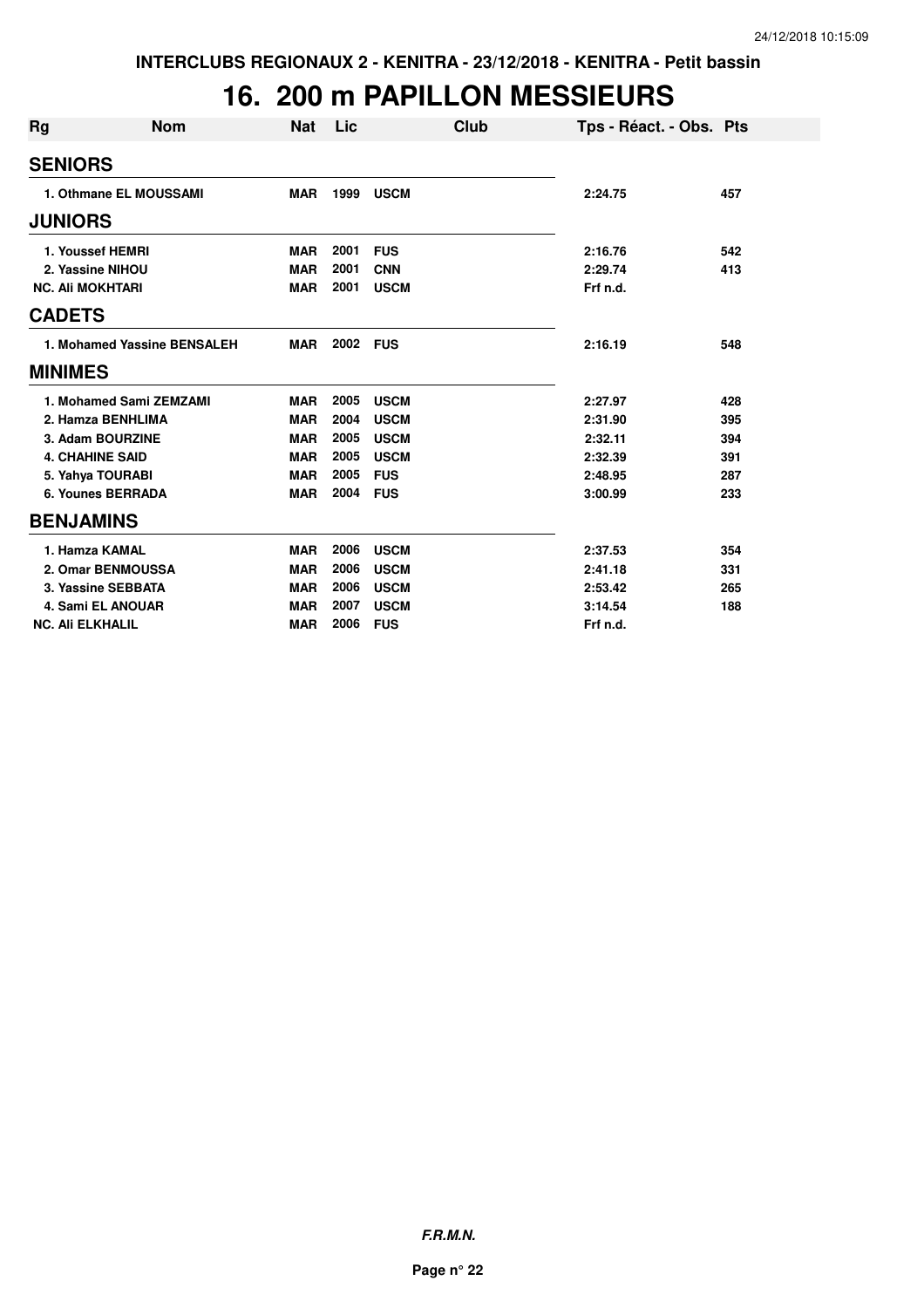INTERCLUBS REGIONAUX 2 - KENITRA - 23/12/2018 - KENITRA - Petit bassin

# 16. 200 m PAPILLON MESSIEURS

| Rg | Nom | Nat | Lic | Club | Tps - Réact. - Obs. | Pts |
|---|---|---|---|---|---|---|
| **SENIORS** | | | | | | |
| 1. | Othmane EL MOUSSAMI | MAR | 1999 | USCM | 2:24.75 | 457 |
| **JUNIORS** | | | | | | |
| 1. | Youssef HEMRI | MAR | 2001 | FUS | 2:16.76 | 542 |
| 2. | Yassine NIHOU | MAR | 2001 | CNN | 2:29.74 | 413 |
| NC. | Ali MOKHTARI | MAR | 2001 | USCM | Frf n.d. | |
| **CADETS** | | | | | | |
| 1. | Mohamed Yassine BENSALEH | MAR | 2002 | FUS | 2:16.19 | 548 |
| **MINIMES** | | | | | | |
| 1. | Mohamed Sami ZEMZAMI | MAR | 2005 | USCM | 2:27.97 | 428 |
| 2. | Hamza BENHLIMA | MAR | 2004 | USCM | 2:31.90 | 395 |
| 3. | Adam BOURZINE | MAR | 2005 | USCM | 2:32.11 | 394 |
| 4. | CHAHINE SAID | MAR | 2005 | USCM | 2:32.39 | 391 |
| 5. | Yahya TOURABI | MAR | 2005 | FUS | 2:48.95 | 287 |
| 6. | Younes BERRADA | MAR | 2004 | FUS | 3:00.99 | 233 |
| **BENJAMINS** | | | | | | |
| 1. | Hamza KAMAL | MAR | 2006 | USCM | 2:37.53 | 354 |
| 2. | Omar BENMOUSSA | MAR | 2006 | USCM | 2:41.18 | 331 |
| 3. | Yassine SEBBATA | MAR | 2006 | USCM | 2:53.42 | 265 |
| 4. | Sami EL ANOUAR | MAR | 2007 | USCM | 3:14.54 | 188 |
| NC. | Ali ELKHALIL | MAR | 2006 | FUS | Frf n.d. | |

***F.R.M.N.***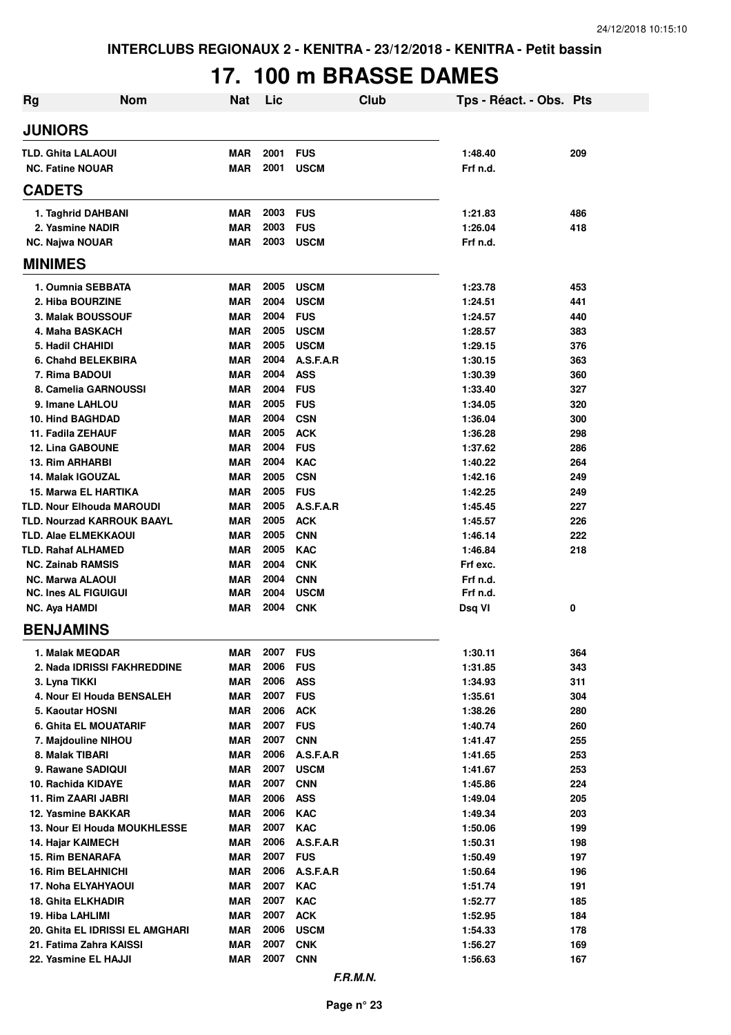INTERCLUBS REGIONAUX 2 - KENITRA - 23/12/2018 - KENITRA - Petit bassin

# 17. 100 m BRASSE DAMES

| Rg | Nom | Nat | Lic | Club | Tps - Réact. - Obs. | Pts |
|---|---|---|---|---|---|---|
| **JUNIORS** | | | | | | |
| TLD. Ghita LALAOUI | | MAR | 2001 | FUS | 1:48.40 | 209 |
| NC. Fatine NOUAR | | MAR | 2001 | USCM | Frf n.d. | |
| **CADETS** | | | | | | |
| 1. Taghrid DAHBANI | | MAR | 2003 | FUS | 1:21.83 | 486 |
| 2. Yasmine NADIR | | MAR | 2003 | FUS | 1:26.04 | 418 |
| NC. Najwa NOUAR | | MAR | 2003 | USCM | Frf n.d. | |
| **MINIMES** | | | | | | |
| 1. Oumnia SEBBATA | | MAR | 2005 | USCM | 1:23.78 | 453 |
| 2. Hiba BOURZINE | | MAR | 2004 | USCM | 1:24.51 | 441 |
| 3. Malak BOUSSOUF | | MAR | 2004 | FUS | 1:24.57 | 440 |
| 4. Maha BASKACH | | MAR | 2005 | USCM | 1:28.57 | 383 |
| 5. Hadil CHAHIDI | | MAR | 2005 | USCM | 1:29.15 | 376 |
| 6. Chahd BELEKBIRA | | MAR | 2004 | A.S.F.A.R | 1:30.15 | 363 |
| 7. Rima BADOUI | | MAR | 2004 | ASS | 1:30.39 | 360 |
| 8. Camelia GARNOUSSI | | MAR | 2004 | FUS | 1:33.40 | 327 |
| 9. Imane LAHLOU | | MAR | 2005 | FUS | 1:34.05 | 320 |
| 10. Hind BAGHDAD | | MAR | 2004 | CSN | 1:36.04 | 300 |
| 11. Fadila ZEHAUF | | MAR | 2005 | ACK | 1:36.28 | 298 |
| 12. Lina GABOUNE | | MAR | 2004 | FUS | 1:37.62 | 286 |
| 13. Rim ARHARBI | | MAR | 2004 | KAC | 1:40.22 | 264 |
| 14. Malak IGOUZAL | | MAR | 2005 | CSN | 1:42.16 | 249 |
| 15. Marwa EL HARTIKA | | MAR | 2005 | FUS | 1:42.25 | 249 |
| TLD. Nour Elhouda MAROUDI | | MAR | 2005 | A.S.F.A.R | 1:45.45 | 227 |
| TLD. Nourzad KARROUK BAAYL | | MAR | 2005 | ACK | 1:45.57 | 226 |
| TLD. Alae ELMEKKAOUI | | MAR | 2005 | CNN | 1:46.14 | 222 |
| TLD. Rahaf ALHAMED | | MAR | 2005 | KAC | 1:46.84 | 218 |
| NC. Zainab RAMSIS | | MAR | 2004 | CNK | Frf exc. | |
| NC. Marwa ALAOUI | | MAR | 2004 | CNN | Frf n.d. | |
| NC. Ines AL FIGUIGUI | | MAR | 2004 | USCM | Frf n.d. | |
| NC. Aya HAMDI | | MAR | 2004 | CNK | Dsq VI | 0 |
| **BENJAMINS** | | | | | | |
| 1. Malak MEQDAR | | MAR | 2007 | FUS | 1:30.11 | 364 |
| 2. Nada IDRISSI FAKHREDDINE | | MAR | 2006 | FUS | 1:31.85 | 343 |
| 3. Lyna TIKKI | | MAR | 2006 | ASS | 1:34.93 | 311 |
| 4. Nour El Houda BENSALEH | | MAR | 2007 | FUS | 1:35.61 | 304 |
| 5. Kaoutar HOSNI | | MAR | 2006 | ACK | 1:38.26 | 280 |
| 6. Ghita EL MOUATARIF | | MAR | 2007 | FUS | 1:40.74 | 260 |
| 7. Majdouline NIHOU | | MAR | 2007 | CNN | 1:41.47 | 255 |
| 8. Malak TIBARI | | MAR | 2006 | A.S.F.A.R | 1:41.65 | 253 |
| 9. Rawane SADIQUI | | MAR | 2007 | USCM | 1:41.67 | 253 |
| 10. Rachida KIDAYE | | MAR | 2007 | CNN | 1:45.86 | 224 |
| 11. Rim ZAARI JABRI | | MAR | 2006 | ASS | 1:49.04 | 205 |
| 12. Yasmine BAKKAR | | MAR | 2006 | KAC | 1:49.34 | 203 |
| 13. Nour El Houda MOUKHLESSE | | MAR | 2007 | KAC | 1:50.06 | 199 |
| 14. Hajar KAIMECH | | MAR | 2006 | A.S.F.A.R | 1:50.31 | 198 |
| 15. Rim BENARAFA | | MAR | 2007 | FUS | 1:50.49 | 197 |
| 16. Rim BELAHNICHI | | MAR | 2006 | A.S.F.A.R | 1:50.64 | 196 |
| 17. Noha ELYAHYAOUI | | MAR | 2007 | KAC | 1:51.74 | 191 |
| 18. Ghita ELKHADIR | | MAR | 2007 | KAC | 1:52.77 | 185 |
| 19. Hiba LAHLIMI | | MAR | 2007 | ACK | 1:52.95 | 184 |
| 20. Ghita EL IDRISSI EL AMGHARI | | MAR | 2006 | USCM | 1:54.33 | 178 |
| 21. Fatima Zahra KAISSI | | MAR | 2007 | CNK | 1:56.27 | 169 |
| 22. Yasmine EL HAJJI | | MAR | 2007 | CNN | 1:56.63 | 167 |

*F.R.M.N.*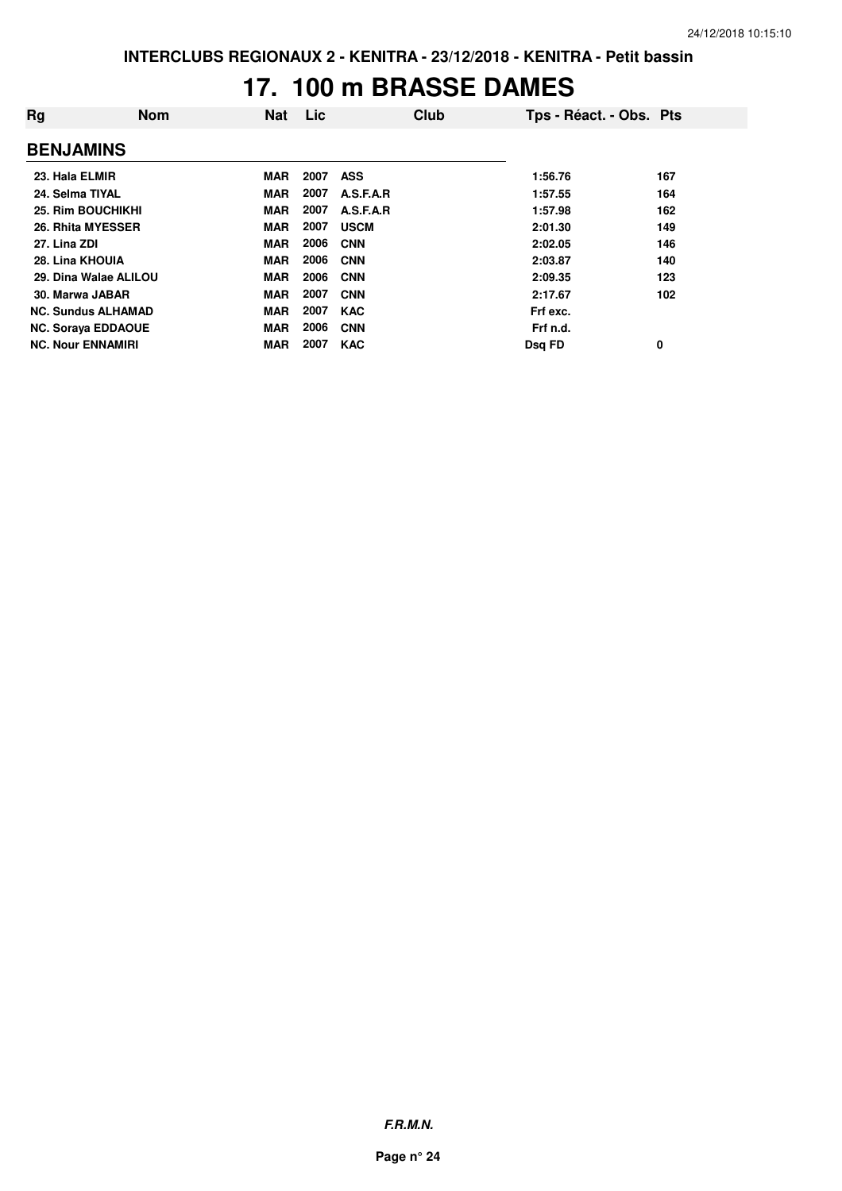INTERCLUBS REGIONAUX 2 - KENITRA - 23/12/2018 - KENITRA - Petit bassin

# 17. 100 m BRASSE DAMES

| Rg | Nom | Nat | Lic | Club | Tps - Réact. - Obs. | Pts |
|---|---|---|---|---|---|---|
| **BENJAMINS** | | | | | | |
| 23. | Hala ELMIR | MAR | 2007 | ASS | 1:56.76 | 167 |
| 24. | Selma TIYAL | MAR | 2007 | A.S.F.A.R | 1:57.55 | 164 |
| 25. | Rim BOUCHIKHI | MAR | 2007 | A.S.F.A.R | 1:57.98 | 162 |
| 26. | Rhita MYESSER | MAR | 2007 | USCM | 2:01.30 | 149 |
| 27. | Lina ZDI | MAR | 2006 | CNN | 2:02.05 | 146 |
| 28. | Lina KHOUIA | MAR | 2006 | CNN | 2:03.87 | 140 |
| 29. | Dina Walae ALILOU | MAR | 2006 | CNN | 2:09.35 | 123 |
| 30. | Marwa JABAR | MAR | 2007 | CNN | 2:17.67 | 102 |
| NC. | Sundus ALHAMAD | MAR | 2007 | KAC | Frf exc. | |
| NC. | Soraya EDDAOUE | MAR | 2006 | CNN | Frf n.d. | |
| NC. | Nour ENNAMIRI | MAR | 2007 | KAC | Dsq FD | 0 |

*F.R.M.N.*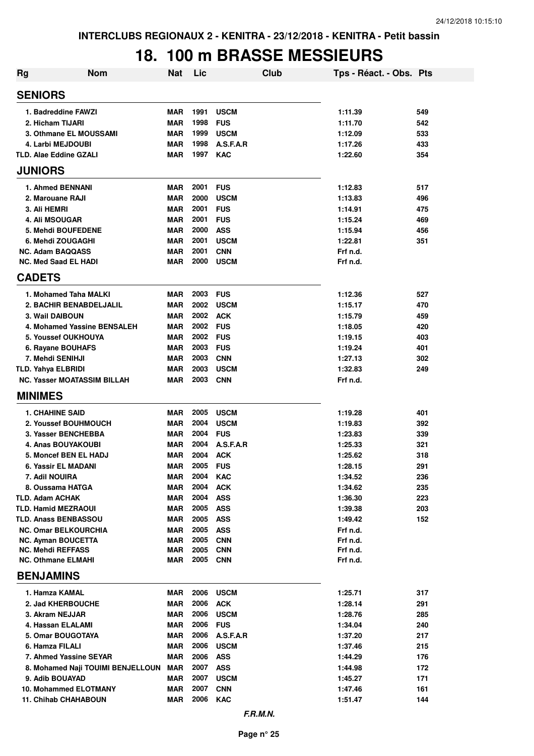INTERCLUBS REGIONAUX 2 - KENITRA - 23/12/2018 - KENITRA - Petit bassin

# 18. 100 m BRASSE MESSIEURS

| Rg | Nom | Nat | Lic | Club | Tps - Réact. - Obs. | Pts |
|---|---|---|---|---|---|---|
| **SENIORS** | | | | | | |
| 1. Badreddine FAWZI | | MAR | 1991 | USCM | 1:11.39 | 549 |
| 2. Hicham TIJARI | | MAR | 1998 | FUS | 1:11.70 | 542 |
| 3. Othmane EL MOUSSAMI | | MAR | 1999 | USCM | 1:12.09 | 533 |
| 4. Larbi MEJDOUBI | | MAR | 1998 | A.S.F.A.R | 1:17.26 | 433 |
| TLD. Alae Eddine GZALI | | MAR | 1997 | KAC | 1:22.60 | 354 |
| **JUNIORS** | | | | | | |
| 1. Ahmed BENNANI | | MAR | 2001 | FUS | 1:12.83 | 517 |
| 2. Marouane RAJI | | MAR | 2000 | USCM | 1:13.83 | 496 |
| 3. Ali HEMRI | | MAR | 2001 | FUS | 1:14.91 | 475 |
| 4. Ali MSOUGAR | | MAR | 2001 | FUS | 1:15.24 | 469 |
| 5. Mehdi BOUFEDENE | | MAR | 2000 | ASS | 1:15.94 | 456 |
| 6. Mehdi ZOUGAGHI | | MAR | 2001 | USCM | 1:22.81 | 351 |
| NC. Adam BAQQASS | | MAR | 2001 | CNN | Frf n.d. | |
| NC. Med Saad EL HADI | | MAR | 2000 | USCM | Frf n.d. | |
| **CADETS** | | | | | | |
| 1. Mohamed Taha MALKI | | MAR | 2003 | FUS | 1:12.36 | 527 |
| 2. BACHIR BENABDELJALIL | | MAR | 2002 | USCM | 1:15.17 | 470 |
| 3. Wail DAIBOUN | | MAR | 2002 | ACK | 1:15.79 | 459 |
| 4. Mohamed Yassine BENSALEH | | MAR | 2002 | FUS | 1:18.05 | 420 |
| 5. Youssef OUKHOUYA | | MAR | 2002 | FUS | 1:19.15 | 403 |
| 6. Rayane BOUHAFS | | MAR | 2003 | FUS | 1:19.24 | 401 |
| 7. Mehdi SENIHJI | | MAR | 2003 | CNN | 1:27.13 | 302 |
| TLD. Yahya ELBRIDI | | MAR | 2003 | USCM | 1:32.83 | 249 |
| NC. Yasser MOATASSIM BILLAH | | MAR | 2003 | CNN | Frf n.d. | |
| **MINIMES** | | | | | | |
| 1. CHAHINE SAID | | MAR | 2005 | USCM | 1:19.28 | 401 |
| 2. Youssef BOUHMOUCH | | MAR | 2004 | USCM | 1:19.83 | 392 |
| 3. Yasser BENCHEBBA | | MAR | 2004 | FUS | 1:23.83 | 339 |
| 4. Anas BOUYAKOUBI | | MAR | 2004 | A.S.F.A.R | 1:25.33 | 321 |
| 5. Moncef BEN EL HADJ | | MAR | 2004 | ACK | 1:25.62 | 318 |
| 6. Yassir EL MADANI | | MAR | 2005 | FUS | 1:28.15 | 291 |
| 7. Adil NOUIRA | | MAR | 2004 | KAC | 1:34.52 | 236 |
| 8. Oussama HATGA | | MAR | 2004 | ACK | 1:34.62 | 235 |
| TLD. Adam ACHAK | | MAR | 2004 | ASS | 1:36.30 | 223 |
| TLD. Hamid MEZRAOUI | | MAR | 2005 | ASS | 1:39.38 | 203 |
| TLD. Anass BENBASSOU | | MAR | 2005 | ASS | 1:49.42 | 152 |
| NC. Omar BELKOURCHIA | | MAR | 2005 | ASS | Frf n.d. | |
| NC. Ayman BOUCETTA | | MAR | 2005 | CNN | Frf n.d. | |
| NC. Mehdi REFFASS | | MAR | 2005 | CNN | Frf n.d. | |
| NC. Othmane ELMAHI | | MAR | 2005 | CNN | Frf n.d. | |
| **BENJAMINS** | | | | | | |
| 1. Hamza KAMAL | | MAR | 2006 | USCM | 1:25.71 | 317 |
| 2. Jad KHERBOUCHE | | MAR | 2006 | ACK | 1:28.14 | 291 |
| 3. Akram NEJJAR | | MAR | 2006 | USCM | 1:28.76 | 285 |
| 4. Hassan ELALAMI | | MAR | 2006 | FUS | 1:34.04 | 240 |
| 5. Omar BOUGOTAYA | | MAR | 2006 | A.S.F.A.R | 1:37.20 | 217 |
| 6. Hamza FILALI | | MAR | 2006 | USCM | 1:37.46 | 215 |
| 7. Ahmed Yassine SEYAR | | MAR | 2006 | ASS | 1:44.29 | 176 |
| 8. Mohamed Naji TOUIMI BENJELLOUN | | MAR | 2007 | ASS | 1:44.98 | 172 |
| 9. Adib BOUAYAD | | MAR | 2007 | USCM | 1:45.27 | 171 |
| 10. Mohammed ELOTMANY | | MAR | 2007 | CNN | 1:47.46 | 161 |
| 11. Chihab CHAHABOUN | | MAR | 2006 | KAC | 1:51.47 | 144 |

*F.R.M.N.*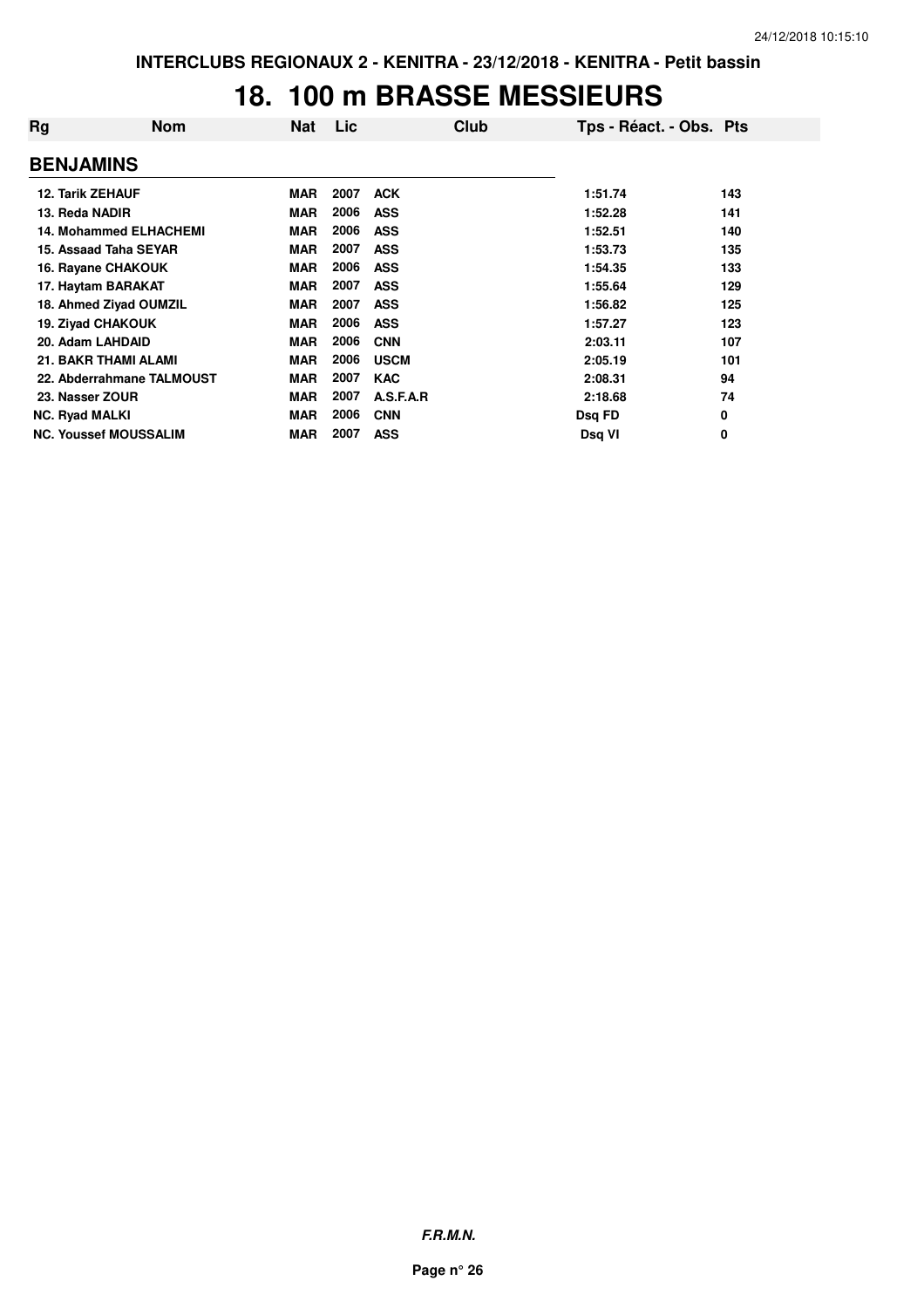# 18. 100 m BRASSE MESSIEURS

| Rg | Nom | Nat | Lic | Club | Tps - Réact. - Obs. | Pts |
|---|---|---|---|---|---|---|
| **BENJAMINS** | | | | | | |
| 12. | Tarik ZEHAUF | MAR | 2007 | ACK | 1:51.74 | 143 |
| 13. | Reda NADIR | MAR | 2006 | ASS | 1:52.28 | 141 |
| 14. | Mohammed ELHACHEMI | MAR | 2006 | ASS | 1:52.51 | 140 |
| 15. | Assaad Taha SEYAR | MAR | 2007 | ASS | 1:53.73 | 135 |
| 16. | Rayane CHAKOUK | MAR | 2006 | ASS | 1:54.35 | 133 |
| 17. | Haytam BARAKAT | MAR | 2007 | ASS | 1:55.64 | 129 |
| 18. | Ahmed Ziyad OUMZIL | MAR | 2007 | ASS | 1:56.82 | 125 |
| 19. | Ziyad CHAKOUK | MAR | 2006 | ASS | 1:57.27 | 123 |
| 20. | Adam LAHDAID | MAR | 2006 | CNN | 2:03.11 | 107 |
| 21. | BAKR THAMI ALAMI | MAR | 2006 | USCM | 2:05.19 | 101 |
| 22. | Abderrahmane TALMOUST | MAR | 2007 | KAC | 2:08.31 | 94 |
| 23. | Nasser ZOUR | MAR | 2007 | A.S.F.A.R | 2:18.68 | 74 |
| NC. | Ryad MALKI | MAR | 2006 | CNN | Dsq FD | 0 |
| NC. | Youssef MOUSSALIM | MAR | 2007 | ASS | Dsq VI | 0 |

*F.R.M.N.*